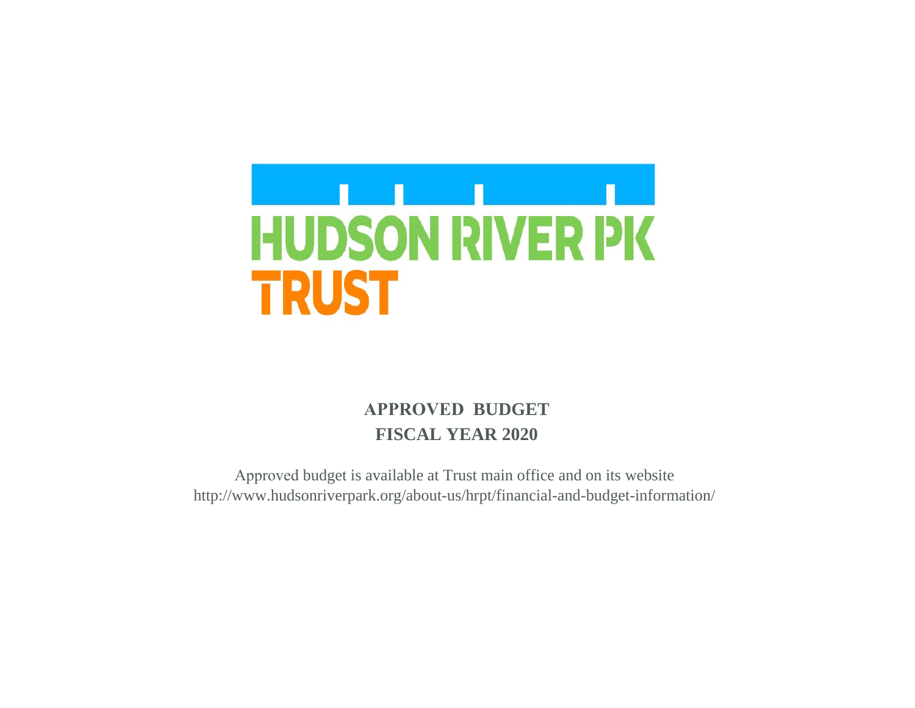HUDSON RIVER PK
TRUST

**APPROVED BUDGET**
**FISCAL YEAR 2020**

Approved budget is available at Trust main office and on its website
http://www.hudsonriverpark.org/about-us/hrpt/financial-and-budget-information/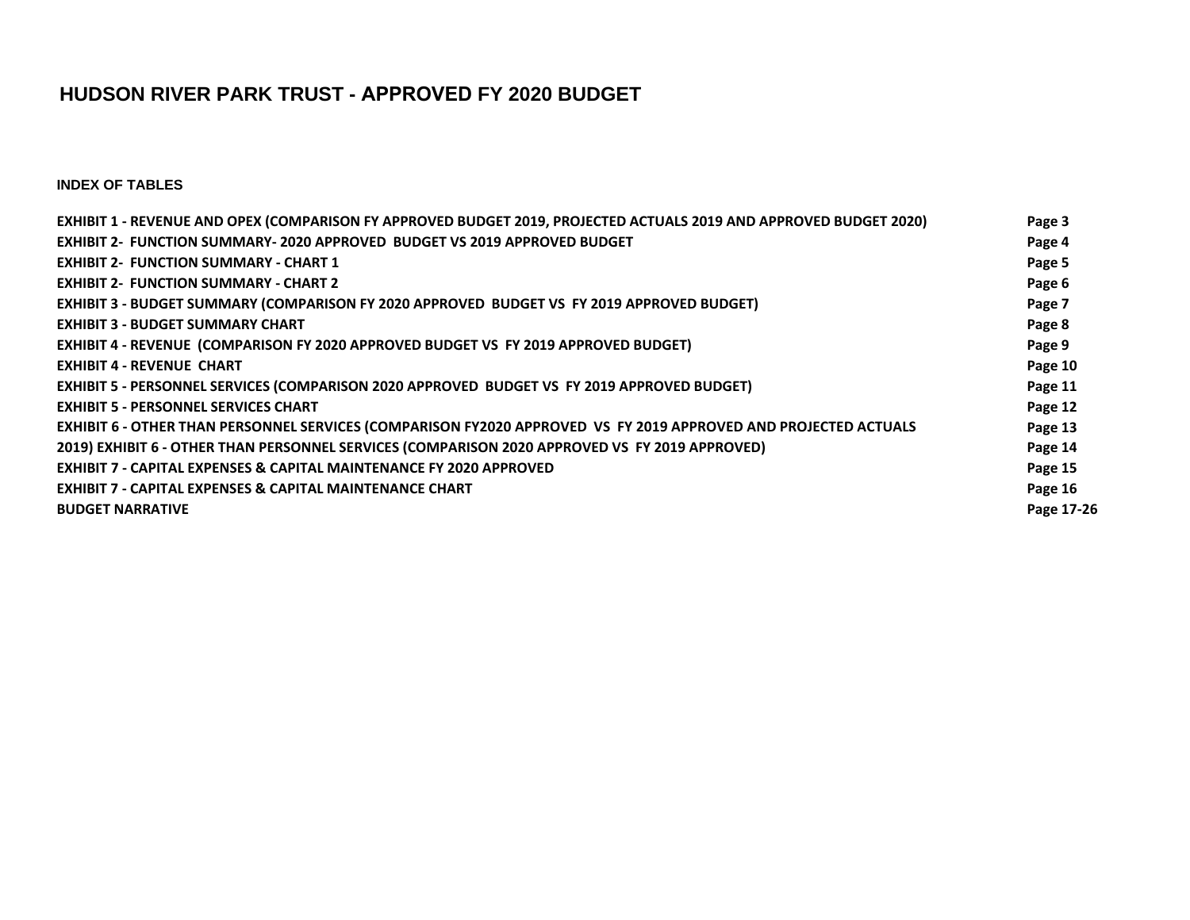# HUDSON RIVER PARK TRUST - APPROVED FY 2020 BUDGET

## INDEX OF TABLES

| | |
|---|---|
| **EXHIBIT 1 - REVENUE AND OPEX (COMPARISON FY APPROVED BUDGET 2019, PROJECTED ACTUALS 2019 AND APPROVED BUDGET 2020)** | **Page 3** |
| **EXHIBIT 2- FUNCTION SUMMARY- 2020 APPROVED BUDGET VS 2019 APPROVED BUDGET** | **Page 4** |
| **EXHIBIT 2- FUNCTION SUMMARY - CHART 1** | **Page 5** |
| **EXHIBIT 2- FUNCTION SUMMARY - CHART 2** | **Page 6** |
| **EXHIBIT 3 - BUDGET SUMMARY (COMPARISON FY 2020 APPROVED BUDGET VS FY 2019 APPROVED BUDGET)** | **Page 7** |
| **EXHIBIT 3 - BUDGET SUMMARY CHART** | **Page 8** |
| **EXHIBIT 4 - REVENUE (COMPARISON FY 2020 APPROVED BUDGET VS FY 2019 APPROVED BUDGET)** | **Page 9** |
| **EXHIBIT 4 - REVENUE CHART** | **Page 10** |
| **EXHIBIT 5 - PERSONNEL SERVICES (COMPARISON 2020 APPROVED BUDGET VS FY 2019 APPROVED BUDGET)** | **Page 11** |
| **EXHIBIT 5 - PERSONNEL SERVICES CHART** | **Page 12** |
| **EXHIBIT 6 - OTHER THAN PERSONNEL SERVICES (COMPARISON FY2020 APPROVED VS FY 2019 APPROVED AND PROJECTED ACTUALS 2019)** | **Page 13** |
| **EXHIBIT 6 - OTHER THAN PERSONNEL SERVICES (COMPARISON 2020 APPROVED VS FY 2019 APPROVED)** | **Page 14** |
| **EXHIBIT 7 - CAPITAL EXPENSES & CAPITAL MAINTENANCE FY 2020 APPROVED** | **Page 15** |
| **EXHIBIT 7 - CAPITAL EXPENSES & CAPITAL MAINTENANCE CHART** | **Page 16** |
| **BUDGET NARRATIVE** | **Page 17-26** |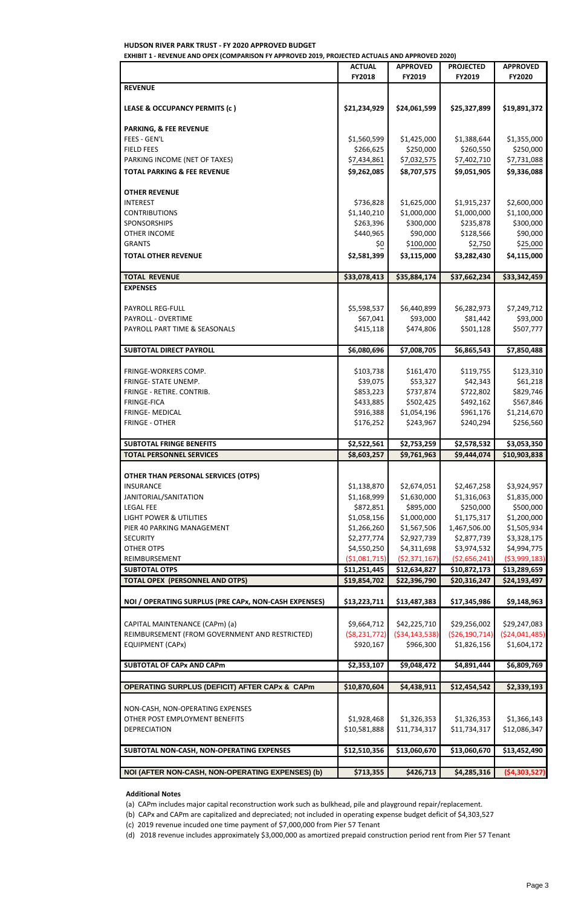**HUDSON RIVER PARK TRUST - FY 2020 APPROVED BUDGET**

**EXHIBIT 1 - REVENUE AND OPEX (COMPARISON FY APPROVED 2019, PROJECTED ACTUALS AND APPROVED 2020)**

| | ACTUAL FY2018 | APPROVED FY2019 | PROJECTED FY2019 | APPROVED FY2020 |
|---|---|---|---|---|
| **REVENUE** | | | | |
| **LEASE & OCCUPANCY PERMITS (c )** | **$21,234,929** | **$24,061,599** | **$25,327,899** | **$19,891,372** |
| **PARKING, & FEE REVENUE** | | | | |
| FEES - GEN'L | $1,560,599 | $1,425,000 | $1,388,644 | $1,355,000 |
| FIELD FEES | $266,625 | $250,000 | $260,550 | $250,000 |
| PARKING INCOME (NET OF TAXES) | $7,434,861 | $7,032,575 | $7,402,710 | $7,731,088 |
| **TOTAL PARKING & FEE REVENUE** | **$9,262,085** | **$8,707,575** | **$9,051,905** | **$9,336,088** |
| **OTHER REVENUE** | | | | |
| INTEREST | $736,828 | $1,625,000 | $1,915,237 | $2,600,000 |
| CONTRIBUTIONS | $1,140,210 | $1,000,000 | $1,000,000 | $1,100,000 |
| SPONSORSHIPS | $263,396 | $300,000 | $235,878 | $300,000 |
| OTHER INCOME | $440,965 | $90,000 | $128,566 | $90,000 |
| GRANTS | $0 | $100,000 | $2,750 | $25,000 |
| **TOTAL OTHER REVENUE** | **$2,581,399** | **$3,115,000** | **$3,282,430** | **$4,115,000** |
| **TOTAL REVENUE** | **$33,078,413** | **$35,884,174** | **$37,662,234** | **$33,342,459** |
| **EXPENSES** | | | | |
| PAYROLL REG-FULL | $5,598,537 | $6,440,899 | $6,282,973 | $7,249,712 |
| PAYROLL - OVERTIME | $67,041 | $93,000 | $81,442 | $93,000 |
| PAYROLL PART TIME & SEASONALS | $415,118 | $474,806 | $501,128 | $507,777 |
| **SUBTOTAL DIRECT PAYROLL** | **$6,080,696** | **$7,008,705** | **$6,865,543** | **$7,850,488** |
| FRINGE-WORKERS COMP. | $103,738 | $161,470 | $119,755 | $123,310 |
| FRINGE- STATE UNEMP. | $39,075 | $53,327 | $42,343 | $61,218 |
| FRINGE - RETIRE. CONTRIB. | $853,223 | $737,874 | $722,802 | $829,746 |
| FRINGE-FICA | $433,885 | $502,425 | $492,162 | $567,846 |
| FRINGE- MEDICAL | $916,388 | $1,054,196 | $961,176 | $1,214,670 |
| FRINGE - OTHER | $176,252 | $243,967 | $240,294 | $256,560 |
| **SUBTOTAL FRINGE BENEFITS** | **$2,522,561** | **$2,753,259** | **$2,578,532** | **$3,053,350** |
| **TOTAL PERSONNEL SERVICES** | **$8,603,257** | **$9,761,963** | **$9,444,074** | **$10,903,838** |
| **OTHER THAN PERSONAL SERVICES (OTPS)** | | | | |
| INSURANCE | $1,138,870 | $2,674,051 | $2,467,258 | $3,924,957 |
| JANITORIAL/SANITATION | $1,168,999 | $1,630,000 | $1,316,063 | $1,835,000 |
| LEGAL FEE | $872,851 | $895,000 | $250,000 | $500,000 |
| LIGHT POWER & UTILITIES | $1,058,156 | $1,000,000 | $1,175,317 | $1,200,000 |
| PIER 40 PARKING MANAGEMENT | $1,266,260 | $1,567,506 | 1,467,506.00 | $1,505,934 |
| SECURITY | $2,277,774 | $2,927,739 | $2,877,739 | $3,328,175 |
| OTHER OTPS | $4,550,250 | $4,311,698 | $3,974,532 | $4,994,775 |
| REIMBURSEMENT | ($1,081,715) | ($2,371,167) | ($2,656,241) | ($3,999,183) |
| **SUBTOTAL OTPS** | **$11,251,445** | **$12,634,827** | **$10,872,173** | **$13,289,659** |
| **TOTAL OPEX (PERSONNEL AND OTPS)** | **$19,854,702** | **$22,396,790** | **$20,316,247** | **$24,193,497** |
| **NOI / OPERATING SURPLUS (PRE CAPx, NON-CASH EXPENSES)** | **$13,223,711** | **$13,487,383** | **$17,345,986** | **$9,148,963** |
| CAPITAL MAINTENANCE (CAPm) (a) | $9,664,712 | $42,225,710 | $29,256,002 | $29,247,083 |
| REIMBURSEMENT (FROM GOVERNMENT AND RESTRICTED) | ($8,231,772) | ($34,143,538) | ($26,190,714) | ($24,041,485) |
| EQUIPMENT (CAPx) | $920,167 | $966,300 | $1,826,156 | $1,604,172 |
| **SUBTOTAL OF CAPx AND CAPm** | **$2,353,107** | **$9,048,472** | **$4,891,444** | **$6,809,769** |
| **OPERATING SURPLUS (DEFICIT) AFTER CAPx & CAPm** | **$10,870,604** | **$4,438,911** | **$12,454,542** | **$2,339,193** |
| NON-CASH, NON-OPERATING EXPENSES | | | | |
| OTHER POST EMPLOYMENT BENEFITS | $1,928,468 | $1,326,353 | $1,326,353 | $1,366,143 |
| DEPRECIATION | $10,581,888 | $11,734,317 | $11,734,317 | $12,086,347 |
| **SUBTOTAL NON-CASH, NON-OPERATING EXPENSES** | **$12,510,356** | **$13,060,670** | **$13,060,670** | **$13,452,490** |
| **NOI (AFTER NON-CASH, NON-OPERATING EXPENSES) (b)** | **$713,355** | **$426,713** | **$4,285,316** | **($4,303,527)** |

**Additional Notes**

(a) CAPm includes major capital reconstruction work such as bulkhead, pile and playground repair/replacement.

(b) CAPx and CAPm are capitalized and depreciated; not included in operating expense budget deficit of $4,303,527

(c) 2019 revenue incuded one time payment of $7,000,000 from Pier 57 Tenant

(d) 2018 revenue includes approximately $3,000,000 as amortized prepaid construction period rent from Pier 57 Tenant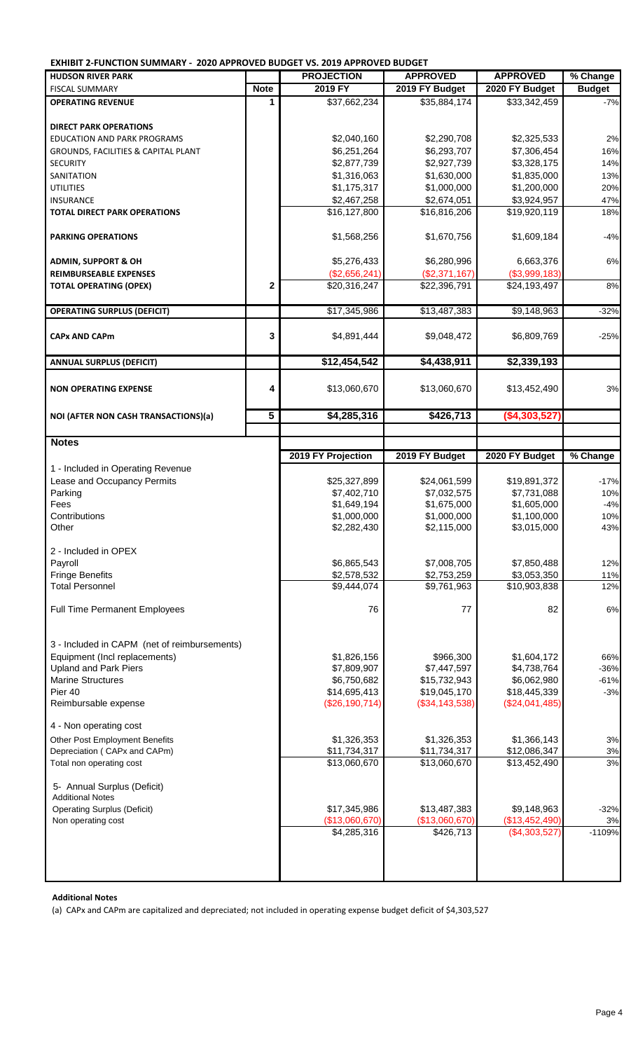**EXHIBIT 2-FUNCTION SUMMARY - 2020 APPROVED BUDGET VS. 2019 APPROVED BUDGET**

| HUDSON RIVER PARK | | PROJECTION | APPROVED | APPROVED | % Change |
|---|---|---|---|---|---|
| FISCAL SUMMARY | Note | 2019 FY | 2019 FY Budget | 2020 FY Budget | Budget |
| **OPERATING REVENUE** | 1 | $37,662,234 | $35,884,174 | $33,342,459 | -7% |
| | | | | | |
| **DIRECT PARK OPERATIONS** | | | | | |
| EDUCATION AND PARK PROGRAMS | | $2,040,160 | $2,290,708 | $2,325,533 | 2% |
| GROUNDS, FACILITIES & CAPITAL PLANT | | $6,251,264 | $6,293,707 | $7,306,454 | 16% |
| SECURITY | | $2,877,739 | $2,927,739 | $3,328,175 | 14% |
| SANITATION | | $1,316,063 | $1,630,000 | $1,835,000 | 13% |
| UTILITIES | | $1,175,317 | $1,000,000 | $1,200,000 | 20% |
| INSURANCE | | $2,467,258 | $2,674,051 | $3,924,957 | 47% |
| **TOTAL DIRECT PARK OPERATIONS** | | $16,127,800 | $16,816,206 | $19,920,119 | 18% |
| | | | | | |
| **PARKING OPERATIONS** | | $1,568,256 | $1,670,756 | $1,609,184 | -4% |
| | | | | | |
| **ADMIN, SUPPORT & OH** | | $5,276,433 | $6,280,996 | 6,663,376 | 6% |
| **REIMBURSEABLE EXPENSES** | | ($2,656,241) | ($2,371,167) | ($3,999,183) | |
| **TOTAL OPERATING (OPEX)** | 2 | $20,316,247 | $22,396,791 | $24,193,497 | 8% |
| | | | | | |
| **OPERATING SURPLUS (DEFICIT)** | | $17,345,986 | $13,487,383 | $9,148,963 | -32% |
| | | | | | |
| **CAPx AND CAPm** | 3 | $4,891,444 | $9,048,472 | $6,809,769 | -25% |
| | | | | | |
| **ANNUAL SURPLUS (DEFICIT)** | | **$12,454,542** | **$4,438,911** | **$2,339,193** | |
| | | | | | |
| **NON OPERATING EXPENSE** | 4 | $13,060,670 | $13,060,670 | $13,452,490 | 3% |
| | | | | | |
| **NOI (AFTER NON CASH TRANSACTIONS)(a)** | 5 | **$4,285,316** | **$426,713** | **($4,303,527)** | |

**Notes**

| | 2019 FY Projection | 2019 FY Budget | 2020 FY Budget | % Change |
|---|---|---|---|---|
| 1 - Included in Operating Revenue | | | | |
| Lease and Occupancy Permits | $25,327,899 | $24,061,599 | $19,891,372 | -17% |
| Parking | $7,402,710 | $7,032,575 | $7,731,088 | 10% |
| Fees | $1,649,194 | $1,675,000 | $1,605,000 | -4% |
| Contributions | $1,000,000 | $1,000,000 | $1,100,000 | 10% |
| Other | $2,282,430 | $2,115,000 | $3,015,000 | 43% |
| | | | | |
| 2 - Included in OPEX | | | | |
| Payroll | $6,865,543 | $7,008,705 | $7,850,488 | 12% |
| Fringe Benefits | $2,578,532 | $2,753,259 | $3,053,350 | 11% |
| Total Personnel | $9,444,074 | $9,761,963 | $10,903,838 | 12% |
| | | | | |
| Full Time Permanent Employees | 76 | 77 | 82 | 6% |
| | | | | |
| 3 - Included in CAPM (net of reimbursements) | | | | |
| Equipment (Incl replacements) | $1,826,156 | $966,300 | $1,604,172 | 66% |
| Upland and Park Piers | $7,809,907 | $7,447,597 | $4,738,764 | -36% |
| Marine Structures | $6,750,682 | $15,732,943 | $6,062,980 | -61% |
| Pier 40 | $14,695,413 | $19,045,170 | $18,445,339 | -3% |
| Reimbursable expense | ($26,190,714) | ($34,143,538) | ($24,041,485) | |
| | | | | |
| 4 - Non operating cost | | | | |
| Other Post Employment Benefits | $1,326,353 | $1,326,353 | $1,366,143 | 3% |
| Depreciation ( CAPx and CAPm) | $11,734,317 | $11,734,317 | $12,086,347 | 3% |
| Total non operating cost | $13,060,670 | $13,060,670 | $13,452,490 | 3% |
| | | | | |
| 5- Annual Surplus (Deficit) | | | | |
| Additional Notes | | | | |
| Operating Surplus (Deficit) | $17,345,986 | $13,487,383 | $9,148,963 | -32% |
| Non operating cost | ($13,060,670) | ($13,060,670) | ($13,452,490) | 3% |
| | $4,285,316 | $426,713 | ($4,303,527) | -1109% |

**Additional Notes**

(a) CAPx and CAPm are capitalized and depreciated; not included in operating expense budget deficit of $4,303,527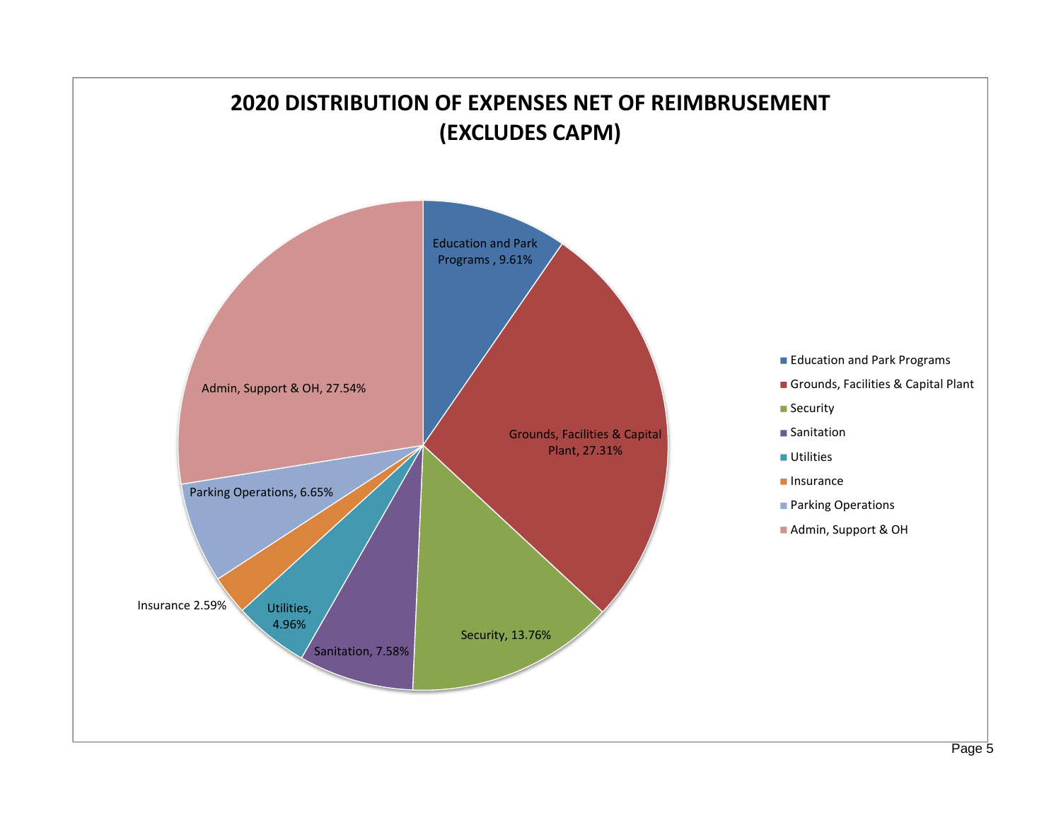# 2020 DISTRIBUTION OF EXPENSES NET OF REIMBRUSEMENT (EXCLUDES CAPM)

| Category | Percentage |
| --- | --- |
| Education and Park Programs | 9.61% |
| Grounds, Facilities & Capital Plant | 27.31% |
| Security | 13.76% |
| Sanitation | 7.58% |
| Utilities | 4.96% |
| Insurance | 2.59% |
| Parking Operations | 6.65% |
| Admin, Support & OH | 27.54% |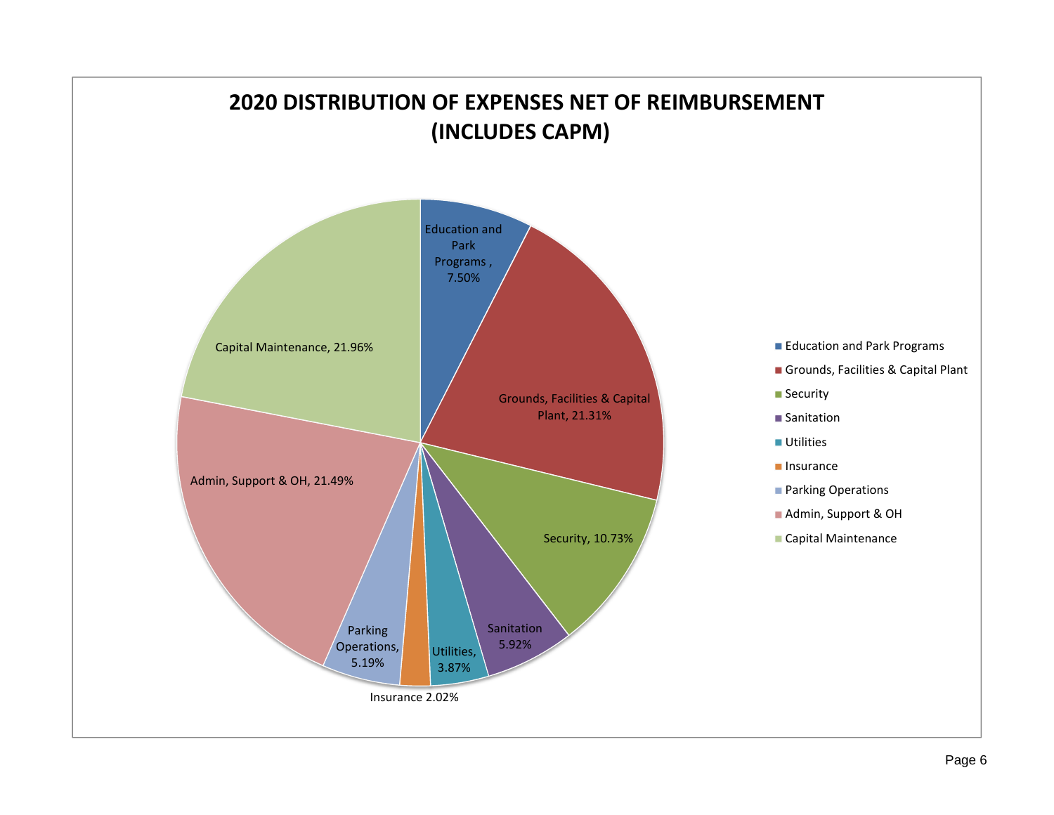# 2020 DISTRIBUTION OF EXPENSES NET OF REIMBURSEMENT (INCLUDES CAPM)

| Category | Percentage |
|---|---|
| Education and Park Programs | 7.50% |
| Grounds, Facilities & Capital Plant | 21.31% |
| Security | 10.73% |
| Sanitation | 5.92% |
| Utilities | 3.87% |
| Insurance | 2.02% |
| Parking Operations | 5.19% |
| Admin, Support & OH | 21.49% |
| Capital Maintenance | 21.96% |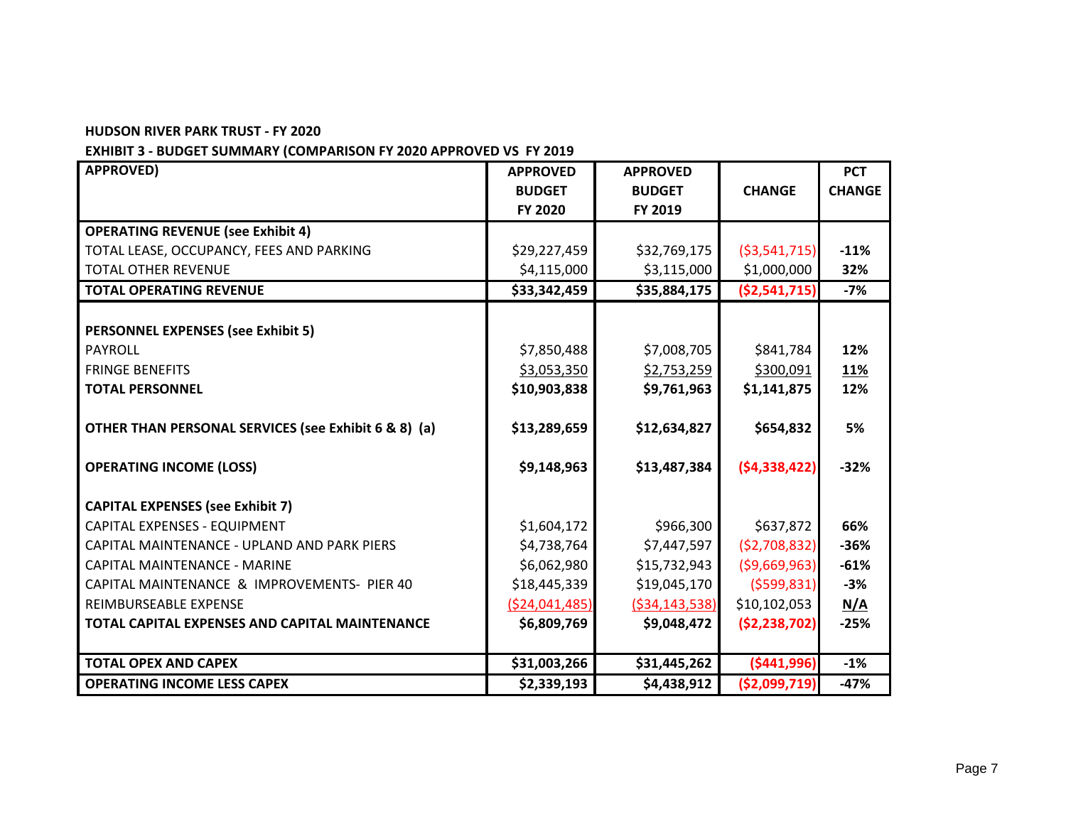**HUDSON RIVER PARK TRUST - FY 2020**

**EXHIBIT 3 - BUDGET SUMMARY (COMPARISON FY 2020 APPROVED VS FY 2019 APPROVED)**

| | APPROVED BUDGET FY 2020 | APPROVED BUDGET FY 2019 | CHANGE | PCT CHANGE |
|---|---|---|---|---|
| **OPERATING REVENUE (see Exhibit 4)** | | | | |
| TOTAL LEASE, OCCUPANCY, FEES AND PARKING | $29,227,459 | $32,769,175 | ($3,541,715) | **-11%** |
| TOTAL OTHER REVENUE | $4,115,000 | $3,115,000 | $1,000,000 | **32%** |
| **TOTAL OPERATING REVENUE** | **$33,342,459** | **$35,884,175** | **($2,541,715)** | **-7%** |
| | | | | |
| **PERSONNEL EXPENSES (see Exhibit 5)** | | | | |
| PAYROLL | $7,850,488 | $7,008,705 | $841,784 | **12%** |
| FRINGE BENEFITS | $3,053,350 | $2,753,259 | $300,091 | **11%** |
| **TOTAL PERSONNEL** | **$10,903,838** | **$9,761,963** | **$1,141,875** | **12%** |
| | | | | |
| **OTHER THAN PERSONAL SERVICES (see Exhibit 6 & 8) (a)** | **$13,289,659** | **$12,634,827** | **$654,832** | **5%** |
| | | | | |
| **OPERATING INCOME (LOSS)** | **$9,148,963** | **$13,487,384** | **($4,338,422)** | **-32%** |
| | | | | |
| **CAPITAL EXPENSES (see Exhibit 7)** | | | | |
| CAPITAL EXPENSES - EQUIPMENT | $1,604,172 | $966,300 | $637,872 | **66%** |
| CAPITAL MAINTENANCE - UPLAND AND PARK PIERS | $4,738,764 | $7,447,597 | ($2,708,832) | **-36%** |
| CAPITAL MAINTENANCE - MARINE | $6,062,980 | $15,732,943 | ($9,669,963) | **-61%** |
| CAPITAL MAINTENANCE & IMPROVEMENTS- PIER 40 | $18,445,339 | $19,045,170 | ($599,831) | **-3%** |
| REIMBURSEABLE EXPENSE | ($24,041,485) | ($34,143,538) | $10,102,053 | **N/A** |
| **TOTAL CAPITAL EXPENSES AND CAPITAL MAINTENANCE** | **$6,809,769** | **$9,048,472** | **($2,238,702)** | **-25%** |
| | | | | |
| **TOTAL OPEX AND CAPEX** | **$31,003,266** | **$31,445,262** | **($441,996)** | **-1%** |
| **OPERATING INCOME LESS CAPEX** | **$2,339,193** | **$4,438,912** | **($2,099,719)** | **-47%** |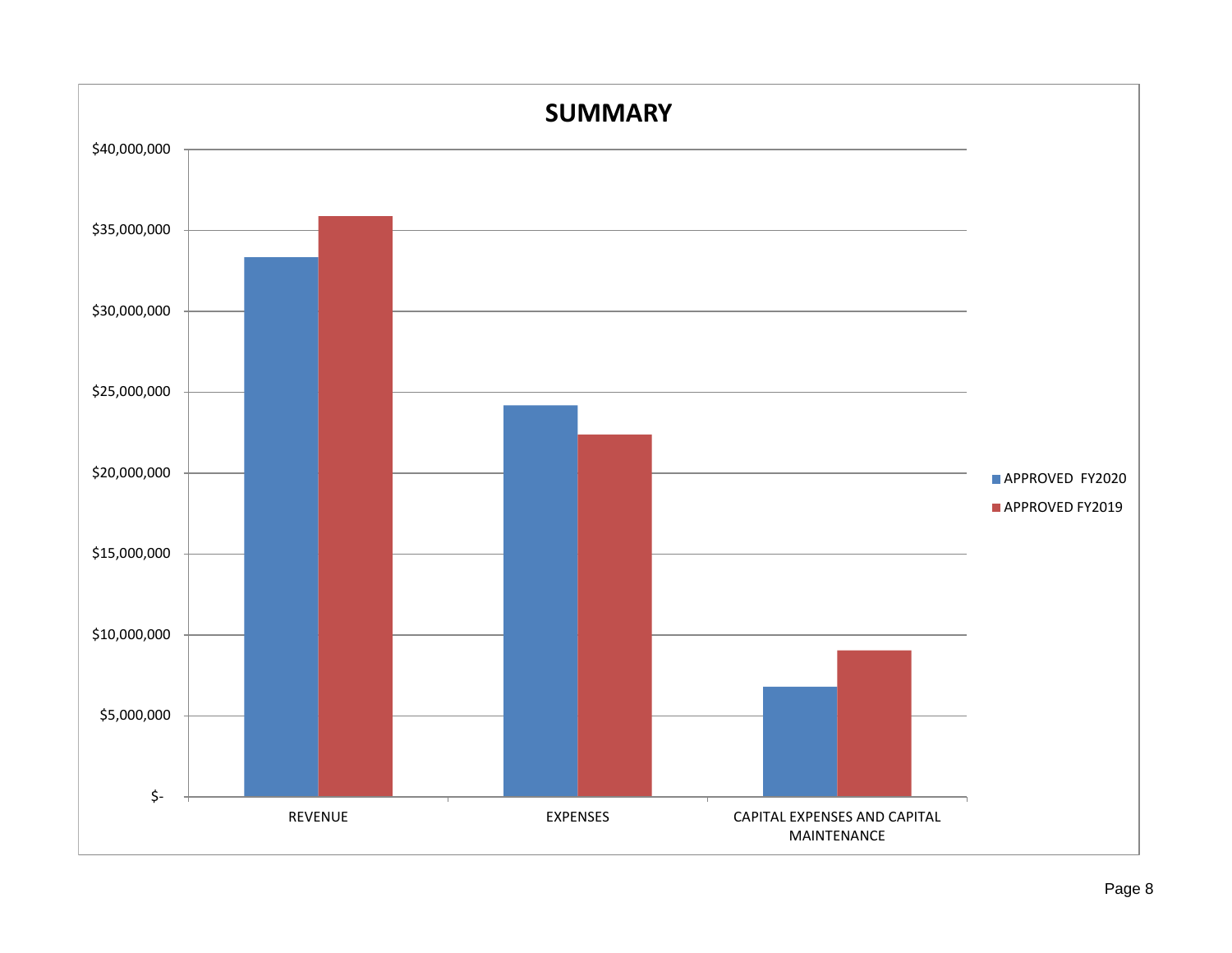## SUMMARY

$40,000,000

$35,000,000

$30,000,000

$25,000,000

$20,000,000

$15,000,000

$10,000,000

$5,000,000

$-

REVENUE

EXPENSES

CAPITAL EXPENSES AND CAPITAL MAINTENANCE

APPROVED FY2020

APPROVED FY2019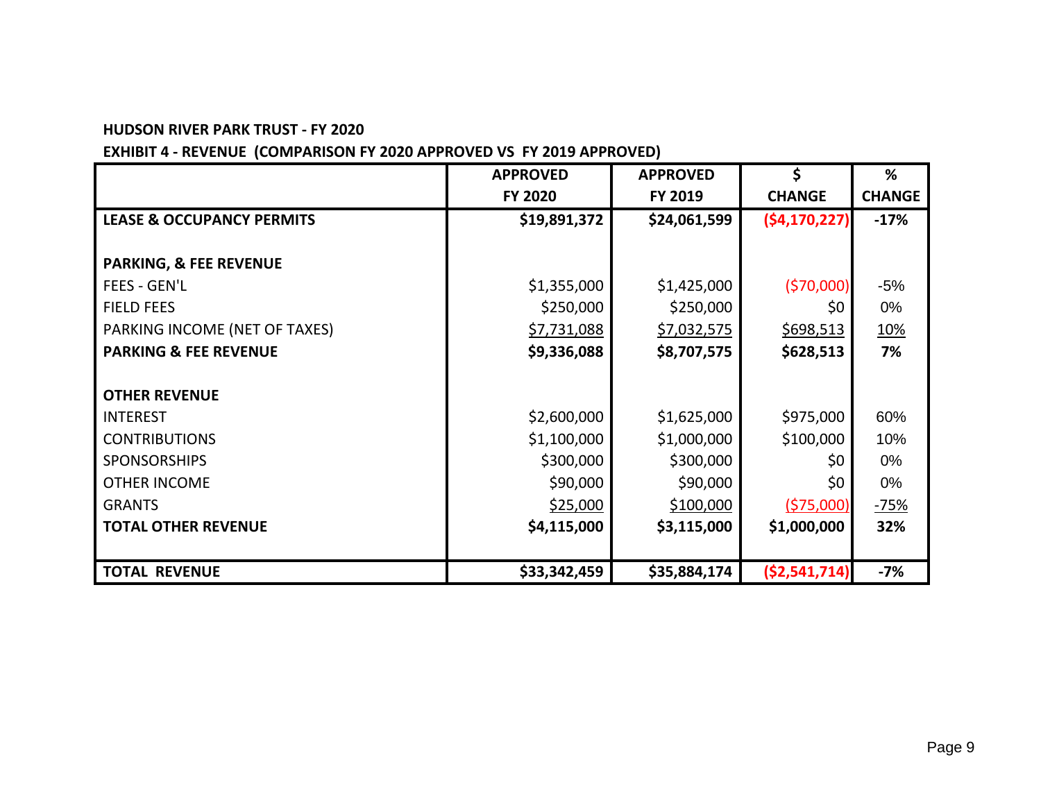**HUDSON RIVER PARK TRUST - FY 2020**

**EXHIBIT 4 - REVENUE (COMPARISON FY 2020 APPROVED VS FY 2019 APPROVED)**

| | APPROVED FY 2020 | APPROVED FY 2019 | $ CHANGE | % CHANGE |
|---|---|---|---|---|
| **LEASE & OCCUPANCY PERMITS** | **$19,891,372** | **$24,061,599** | **($4,170,227)** | **-17%** |
| | | | | |
| **PARKING, & FEE REVENUE** | | | | |
| FEES - GEN'L | $1,355,000 | $1,425,000 | ($70,000) | -5% |
| FIELD FEES | $250,000 | $250,000 | $0 | 0% |
| PARKING INCOME (NET OF TAXES) | $7,731,088 | $7,032,575 | $698,513 | 10% |
| **PARKING & FEE REVENUE** | **$9,336,088** | **$8,707,575** | **$628,513** | **7%** |
| | | | | |
| **OTHER REVENUE** | | | | |
| INTEREST | $2,600,000 | $1,625,000 | $975,000 | 60% |
| CONTRIBUTIONS | $1,100,000 | $1,000,000 | $100,000 | 10% |
| SPONSORSHIPS | $300,000 | $300,000 | $0 | 0% |
| OTHER INCOME | $90,000 | $90,000 | $0 | 0% |
| GRANTS | $25,000 | $100,000 | ($75,000) | -75% |
| **TOTAL OTHER REVENUE** | **$4,115,000** | **$3,115,000** | **$1,000,000** | **32%** |
| | | | | |
| **TOTAL REVENUE** | **$33,342,459** | **$35,884,174** | **($2,541,714)** | **-7%** |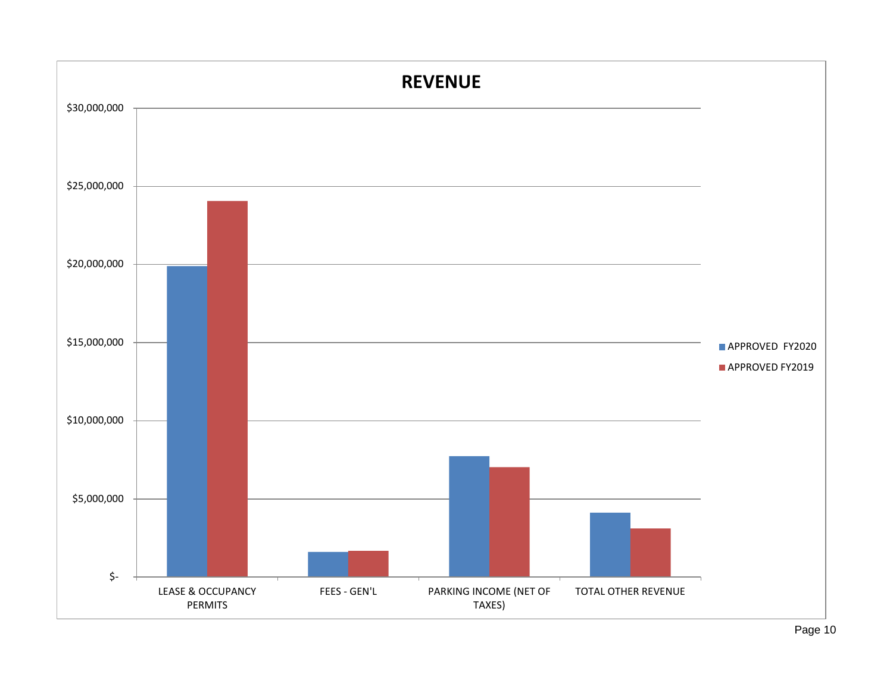# REVENUE

$30,000,000

$25,000,000

$20,000,000

$15,000,000

$10,000,000

$5,000,000

$-

LEASE & OCCUPANCY PERMITS

FEES - GEN'L

PARKING INCOME (NET OF TAXES)

TOTAL OTHER REVENUE

APPROVED FY2020

APPROVED FY2019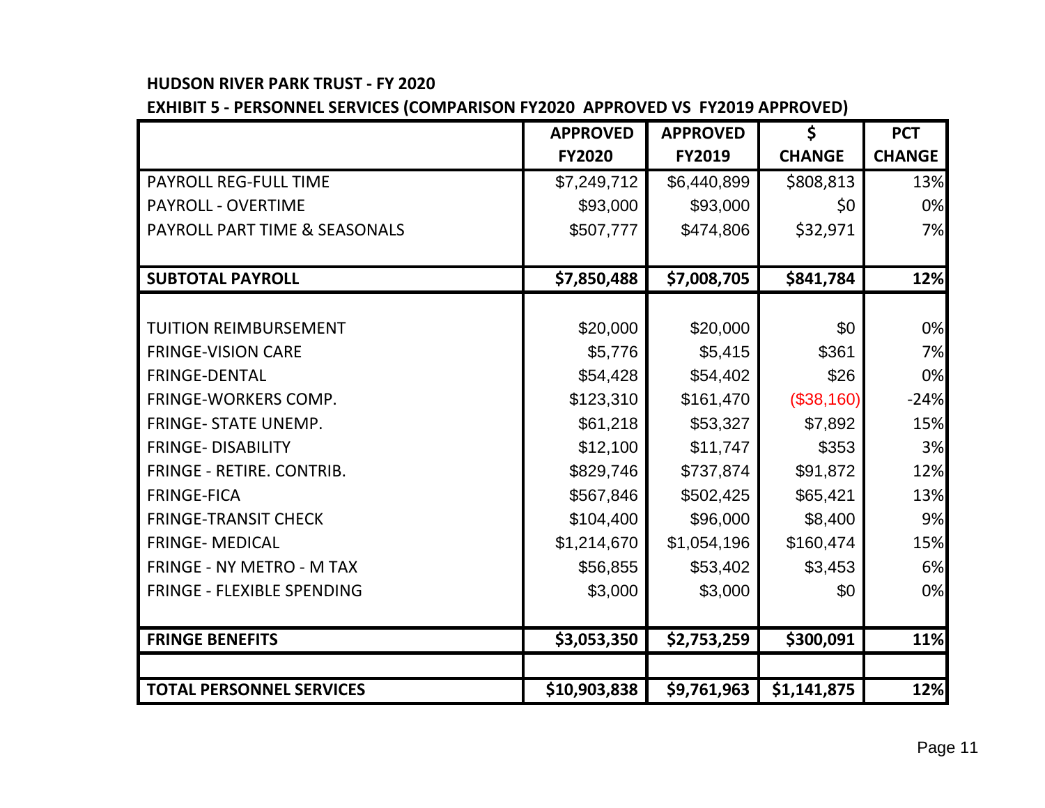**HUDSON RIVER PARK TRUST - FY 2020**

**EXHIBIT 5 - PERSONNEL SERVICES (COMPARISON FY2020 APPROVED VS FY2019 APPROVED)**

| | APPROVED FY2020 | APPROVED FY2019 | $ CHANGE | PCT CHANGE |
|---|---|---|---|---|
| PAYROLL REG-FULL TIME | $7,249,712 | $6,440,899 | $808,813 | 13% |
| PAYROLL - OVERTIME | $93,000 | $93,000 | $0 | 0% |
| PAYROLL PART TIME & SEASONALS | $507,777 | $474,806 | $32,971 | 7% |
| | | | | |
| **SUBTOTAL PAYROLL** | **$7,850,488** | **$7,008,705** | **$841,784** | **12%** |
| | | | | |
| TUITION REIMBURSEMENT | $20,000 | $20,000 | $0 | 0% |
| FRINGE-VISION CARE | $5,776 | $5,415 | $361 | 7% |
| FRINGE-DENTAL | $54,428 | $54,402 | $26 | 0% |
| FRINGE-WORKERS COMP. | $123,310 | $161,470 | ($38,160) | -24% |
| FRINGE- STATE UNEMP. | $61,218 | $53,327 | $7,892 | 15% |
| FRINGE- DISABILITY | $12,100 | $11,747 | $353 | 3% |
| FRINGE - RETIRE. CONTRIB. | $829,746 | $737,874 | $91,872 | 12% |
| FRINGE-FICA | $567,846 | $502,425 | $65,421 | 13% |
| FRINGE-TRANSIT CHECK | $104,400 | $96,000 | $8,400 | 9% |
| FRINGE- MEDICAL | $1,214,670 | $1,054,196 | $160,474 | 15% |
| FRINGE - NY METRO - M TAX | $56,855 | $53,402 | $3,453 | 6% |
| FRINGE - FLEXIBLE SPENDING | $3,000 | $3,000 | $0 | 0% |
| | | | | |
| **FRINGE BENEFITS** | **$3,053,350** | **$2,753,259** | **$300,091** | **11%** |
| | | | | |
| **TOTAL PERSONNEL SERVICES** | **$10,903,838** | **$9,761,963** | **$1,141,875** | **12%** |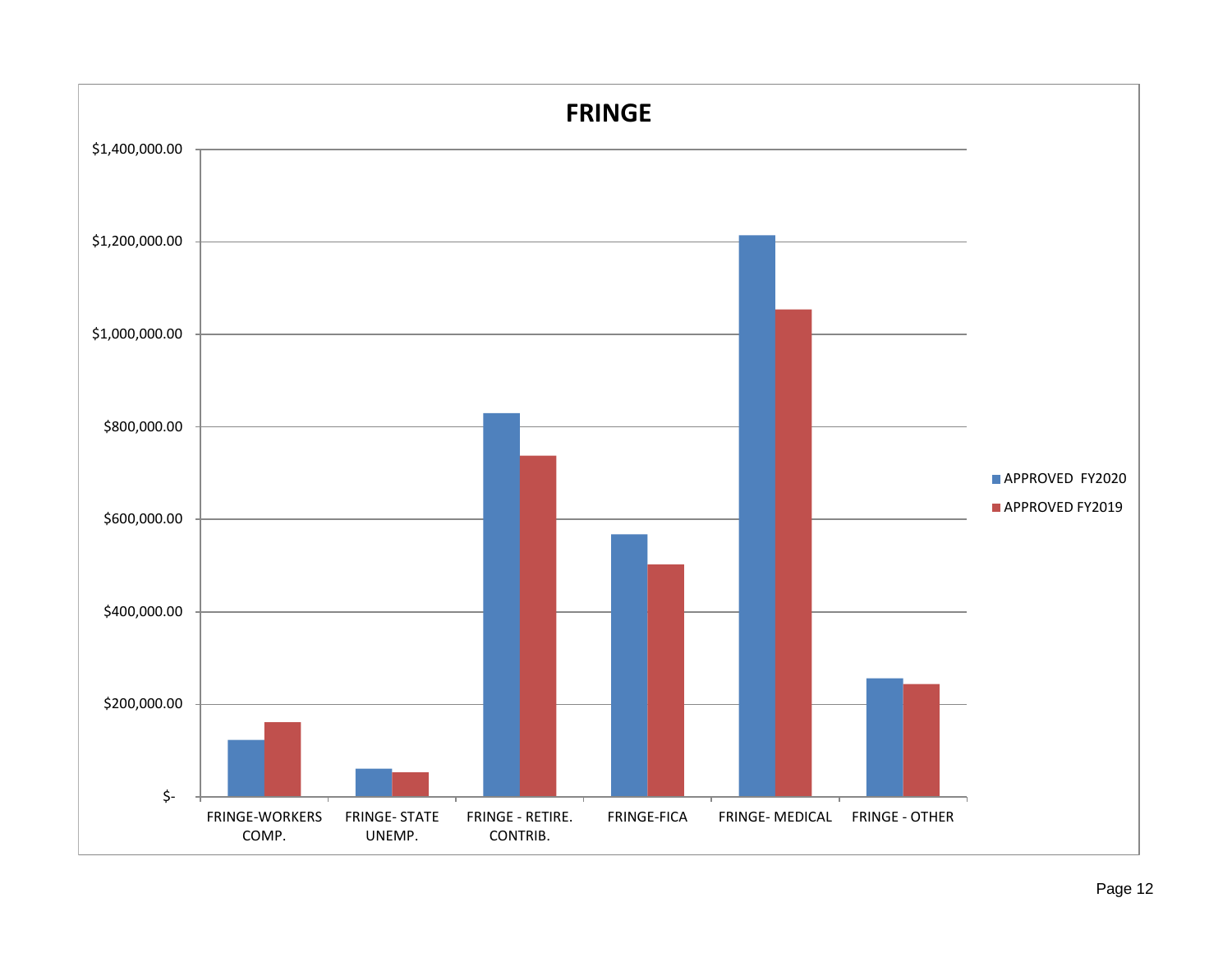## FRINGE

$1,400,000.00

$1,200,000.00

$1,000,000.00

$800,000.00

$600,000.00

$400,000.00

$200,000.00

$-

FRINGE-WORKERS COMP.

FRINGE- STATE UNEMP.

FRINGE - RETIRE. CONTRIB.

FRINGE-FICA

FRINGE- MEDICAL

FRINGE - OTHER

APPROVED FY2020

APPROVED FY2019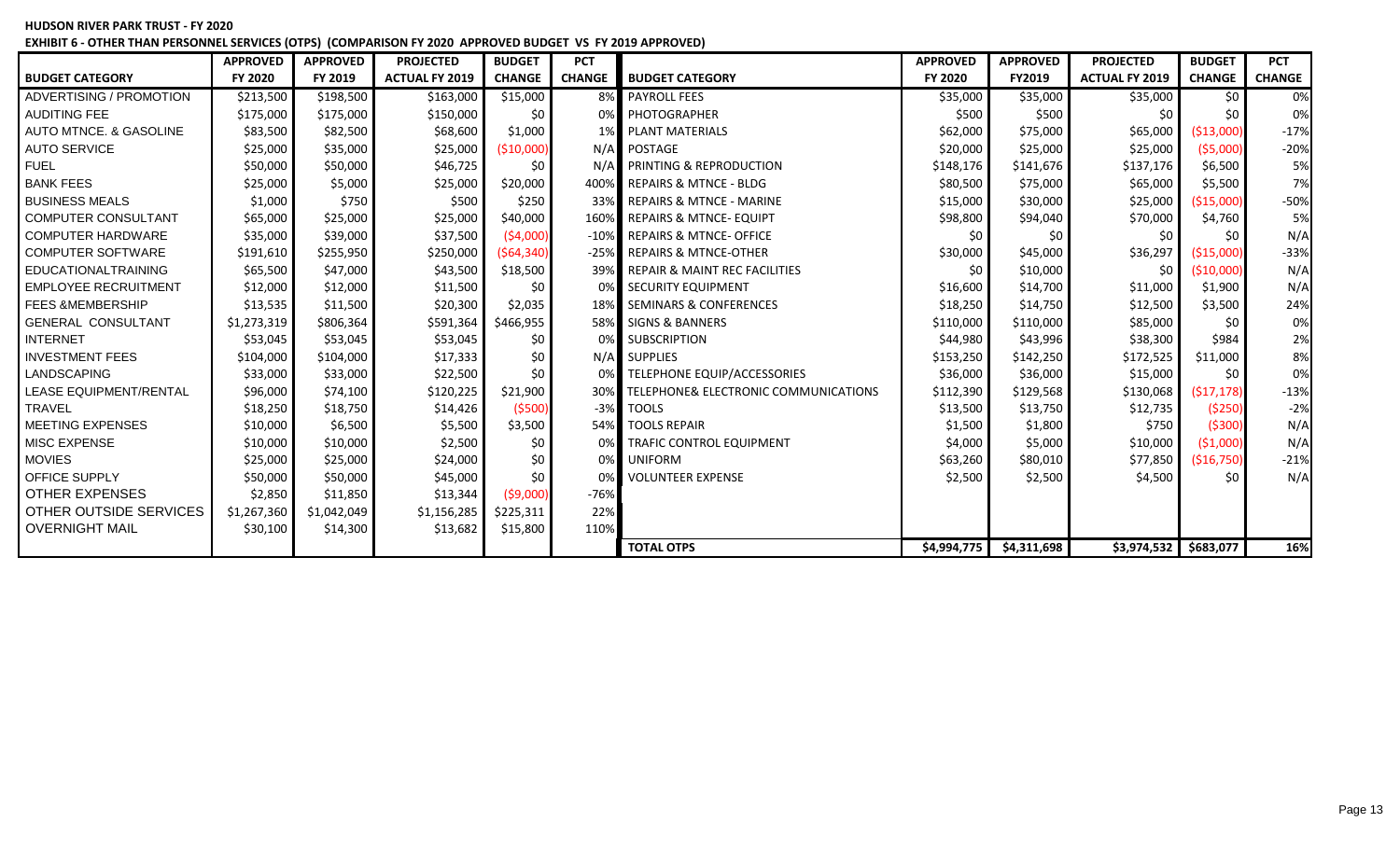**HUDSON RIVER PARK TRUST - FY 2020**

**EXHIBIT 6 - OTHER THAN PERSONNEL SERVICES (OTPS) (COMPARISON FY 2020 APPROVED BUDGET VS FY 2019 APPROVED)**

| BUDGET CATEGORY | APPROVED FY 2020 | APPROVED FY 2019 | PROJECTED ACTUAL FY 2019 | BUDGET CHANGE | PCT CHANGE | BUDGET CATEGORY | APPROVED FY 2020 | APPROVED FY2019 | PROJECTED ACTUAL FY 2019 | BUDGET CHANGE | PCT CHANGE |
|---|---|---|---|---|---|---|---|---|---|---|---|
| ADVERTISING / PROMOTION | $213,500 | $198,500 | $163,000 | $15,000 | 8% | PAYROLL FEES | $35,000 | $35,000 | $35,000 | $0 | 0% |
| AUDITING FEE | $175,000 | $175,000 | $150,000 | $0 | 0% | PHOTOGRAPHER | $500 | $500 | $0 | $0 | 0% |
| AUTO MTNCE. & GASOLINE | $83,500 | $82,500 | $68,600 | $1,000 | 1% | PLANT MATERIALS | $62,000 | $75,000 | $65,000 | ($13,000) | -17% |
| AUTO SERVICE | $25,000 | $35,000 | $25,000 | ($10,000) | N/A | POSTAGE | $20,000 | $25,000 | $25,000 | ($5,000) | -20% |
| FUEL | $50,000 | $50,000 | $46,725 | $0 | N/A | PRINTING & REPRODUCTION | $148,176 | $141,676 | $137,176 | $6,500 | 5% |
| BANK FEES | $25,000 | $5,000 | $25,000 | $20,000 | 400% | REPAIRS & MTNCE - BLDG | $80,500 | $75,000 | $65,000 | $5,500 | 7% |
| BUSINESS MEALS | $1,000 | $750 | $500 | $250 | 33% | REPAIRS & MTNCE - MARINE | $15,000 | $30,000 | $25,000 | ($15,000) | -50% |
| COMPUTER CONSULTANT | $65,000 | $25,000 | $25,000 | $40,000 | 160% | REPAIRS & MTNCE- EQUIPT | $98,800 | $94,040 | $70,000 | $4,760 | 5% |
| COMPUTER HARDWARE | $35,000 | $39,000 | $37,500 | ($4,000) | -10% | REPAIRS & MTNCE- OFFICE | $0 | $0 | $0 | $0 | N/A |
| COMPUTER SOFTWARE | $191,610 | $255,950 | $250,000 | ($64,340) | -25% | REPAIRS & MTNCE-OTHER | $30,000 | $45,000 | $36,297 | ($15,000) | -33% |
| EDUCATIONALTRAINING | $65,500 | $47,000 | $43,500 | $18,500 | 39% | REPAIR & MAINT REC FACILITIES | $0 | $10,000 | $0 | ($10,000) | N/A |
| EMPLOYEE RECRUITMENT | $12,000 | $12,000 | $11,500 | $0 | 0% | SECURITY EQUIPMENT | $16,600 | $14,700 | $11,000 | $1,900 | N/A |
| FEES &MEMBERSHIP | $13,535 | $11,500 | $20,300 | $2,035 | 18% | SEMINARS & CONFERENCES | $18,250 | $14,750 | $12,500 | $3,500 | 24% |
| GENERAL CONSULTANT | $1,273,319 | $806,364 | $591,364 | $466,955 | 58% | SIGNS & BANNERS | $110,000 | $110,000 | $85,000 | $0 | 0% |
| INTERNET | $53,045 | $53,045 | $53,045 | $0 | 0% | SUBSCRIPTION | $44,980 | $43,996 | $38,300 | $984 | 2% |
| INVESTMENT FEES | $104,000 | $104,000 | $17,333 | $0 | N/A | SUPPLIES | $153,250 | $142,250 | $172,525 | $11,000 | 8% |
| LANDSCAPING | $33,000 | $33,000 | $22,500 | $0 | 0% | TELEPHONE EQUIP/ACCESSORIES | $36,000 | $36,000 | $15,000 | $0 | 0% |
| LEASE EQUIPMENT/RENTAL | $96,000 | $74,100 | $120,225 | $21,900 | 30% | TELEPHONE& ELECTRONIC COMMUNICATIONS | $112,390 | $129,568 | $130,068 | ($17,178) | -13% |
| TRAVEL | $18,250 | $18,750 | $14,426 | ($500) | -3% | TOOLS | $13,500 | $13,750 | $12,735 | ($250) | -2% |
| MEETING EXPENSES | $10,000 | $6,500 | $5,500 | $3,500 | 54% | TOOLS REPAIR | $1,500 | $1,800 | $750 | ($300) | N/A |
| MISC EXPENSE | $10,000 | $10,000 | $2,500 | $0 | 0% | TRAFIC CONTROL EQUIPMENT | $4,000 | $5,000 | $10,000 | ($1,000) | N/A |
| MOVIES | $25,000 | $25,000 | $24,000 | $0 | 0% | UNIFORM | $63,260 | $80,010 | $77,850 | ($16,750) | -21% |
| OFFICE SUPPLY | $50,000 | $50,000 | $45,000 | $0 | 0% | VOLUNTEER EXPENSE | $2,500 | $2,500 | $4,500 | $0 | N/A |
| OTHER EXPENSES | $2,850 | $11,850 | $13,344 | ($9,000) | -76% | | | | | | |
| OTHER OUTSIDE SERVICES | $1,267,360 | $1,042,049 | $1,156,285 | $225,311 | 22% | | | | | | |
| OVERNIGHT MAIL | $30,100 | $14,300 | $13,682 | $15,800 | 110% | | | | | | |
| | | | | | | **TOTAL OTPS** | **$4,994,775** | **$4,311,698** | **$3,974,532** | **$683,077** | **16%** |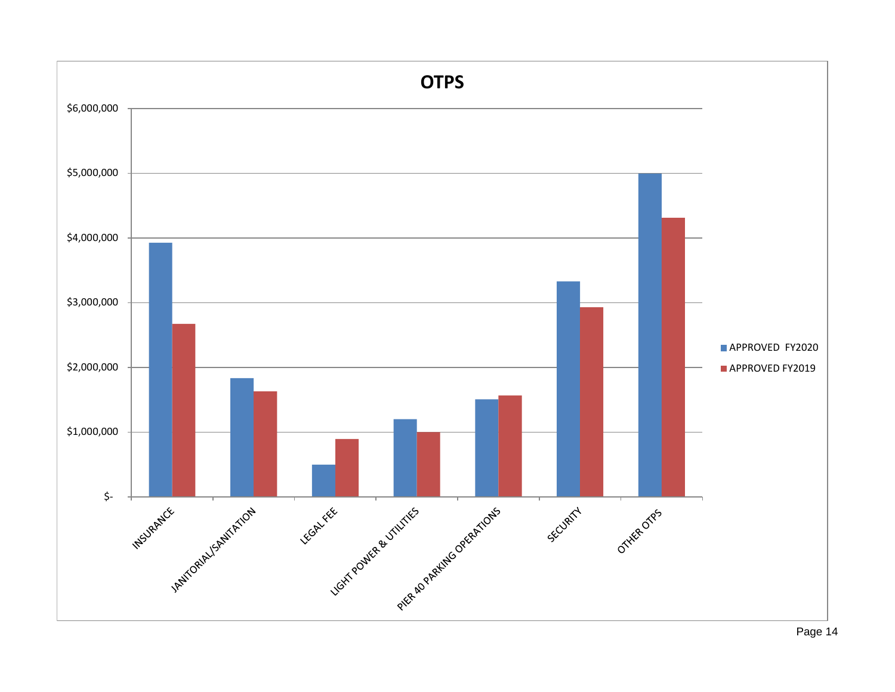# OTPS

$6,000,000
$5,000,000
$4,000,000
$3,000,000
$2,000,000
$1,000,000
$-

INSURANCE
JANITORIAL/SANITATION
LEGAL FEE
LIGHT POWER & UTILITIES
PIER 40 PARKING OPERATIONS
SECURITY
OTHER OTPS

APPROVED FY2020
APPROVED FY2019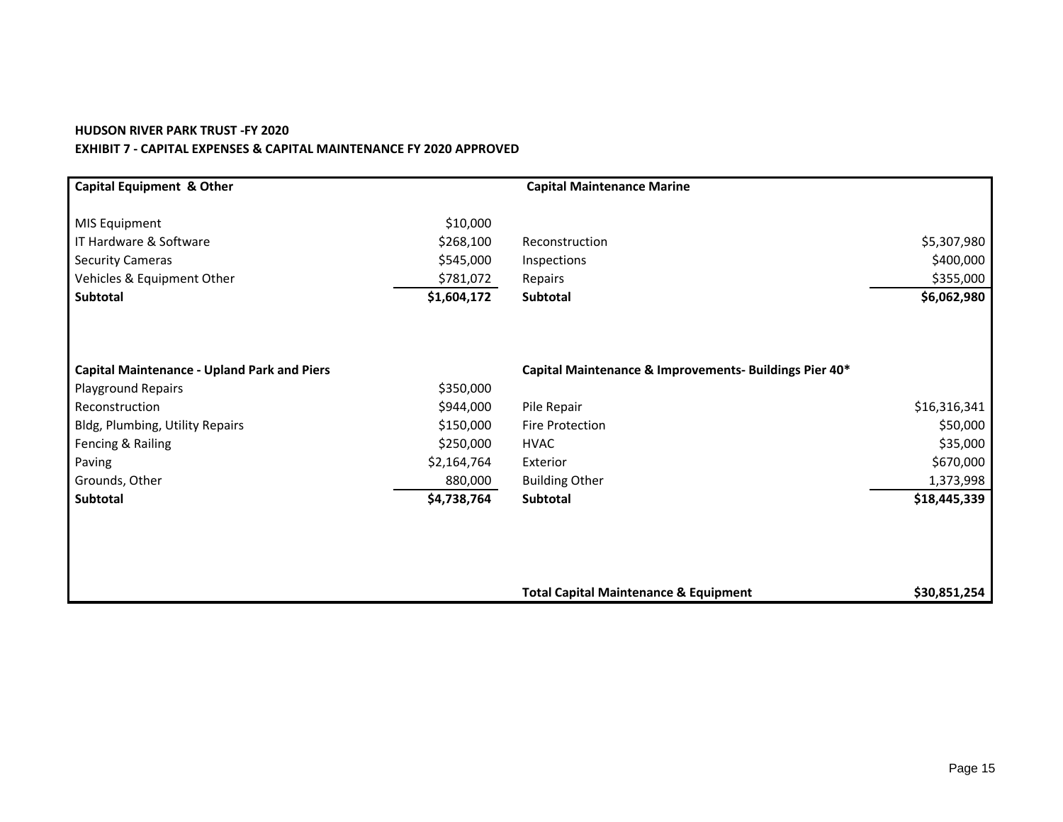**HUDSON RIVER PARK TRUST -FY 2020**

**EXHIBIT 7 - CAPITAL EXPENSES & CAPITAL MAINTENANCE FY 2020 APPROVED**

| **Capital Equipment & Other** | | **Capital Maintenance Marine** | |
|---|---|---|---|
| MIS Equipment | $10,000 | | |
| IT Hardware & Software | $268,100 | Reconstruction | $5,307,980 |
| Security Cameras | $545,000 | Inspections | $400,000 |
| Vehicles & Equipment Other | $781,072 | Repairs | $355,000 |
| **Subtotal** | **$1,604,172** | **Subtotal** | **$6,062,980** |
| | | | |
| **Capital Maintenance - Upland Park and Piers** | | **Capital Maintenance & Improvements- Buildings Pier 40*** | |
| Playground Repairs | $350,000 | | |
| Reconstruction | $944,000 | Pile Repair | $16,316,341 |
| Bldg, Plumbing, Utility Repairs | $150,000 | Fire Protection | $50,000 |
| Fencing & Railing | $250,000 | HVAC | $35,000 |
| Paving | $2,164,764 | Exterior | $670,000 |
| Grounds, Other | 880,000 | Building Other | 1,373,998 |
| **Subtotal** | **$4,738,764** | **Subtotal** | **$18,445,339** |
| | | | |
| | | **Total Capital Maintenance & Equipment** | **$30,851,254** |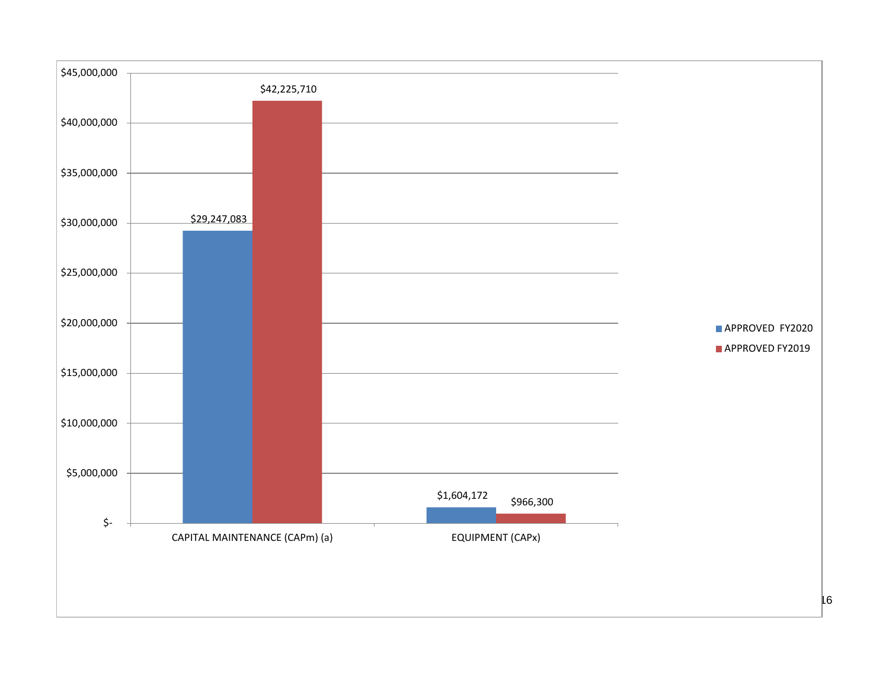| | APPROVED FY2020 | APPROVED FY2019 |
|---|---|---|
| CAPITAL MAINTENANCE (CAPm) (a) | $29,247,083 | $42,225,710 |
| EQUIPMENT (CAPx) | $1,604,172 | $966,300 |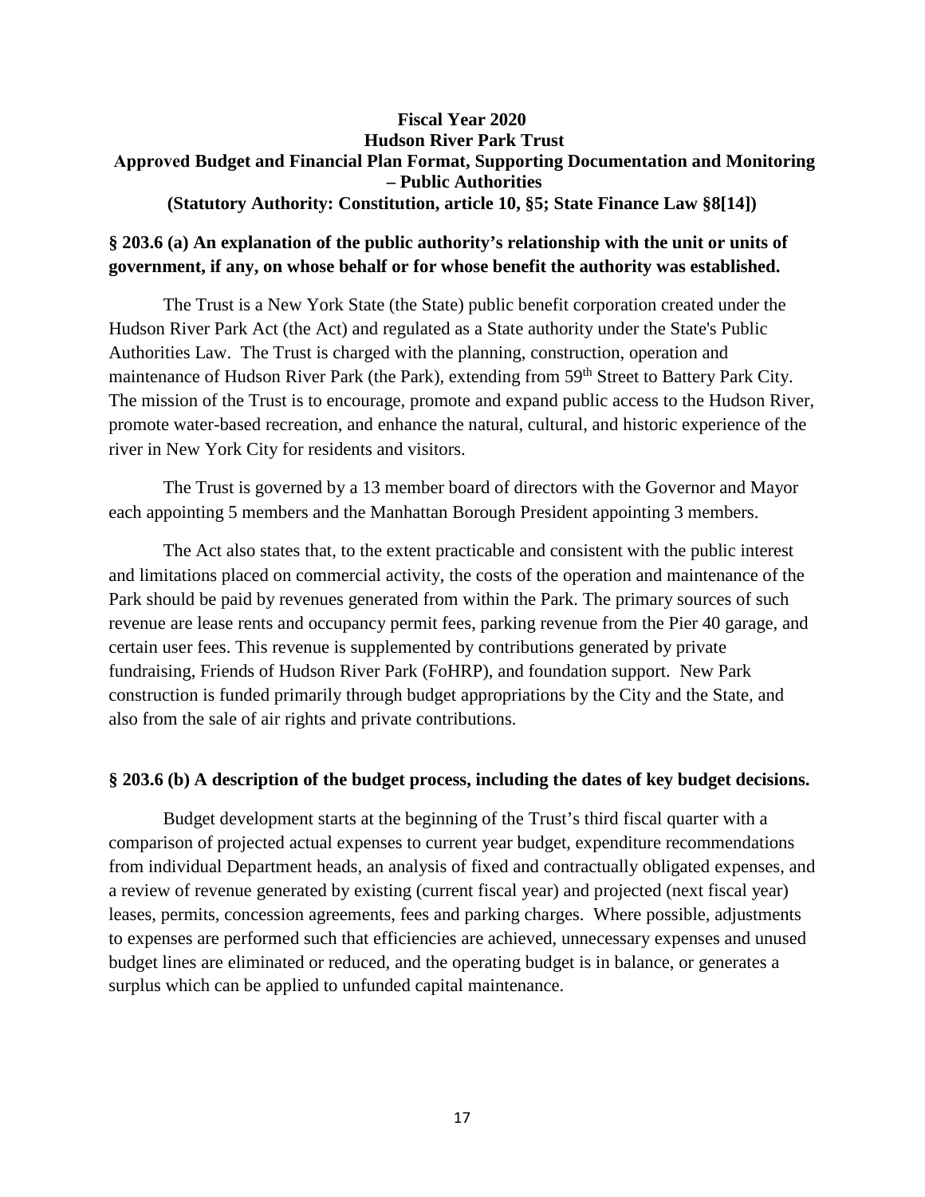**Fiscal Year 2020**
**Hudson River Park Trust**
**Approved Budget and Financial Plan Format, Supporting Documentation and Monitoring – Public Authorities**
**(Statutory Authority: Constitution, article 10, §5; State Finance Law §8[14])**

**§ 203.6 (a) An explanation of the public authority's relationship with the unit or units of government, if any, on whose behalf or for whose benefit the authority was established.**

The Trust is a New York State (the State) public benefit corporation created under the Hudson River Park Act (the Act) and regulated as a State authority under the State's Public Authorities Law. The Trust is charged with the planning, construction, operation and maintenance of Hudson River Park (the Park), extending from 59th Street to Battery Park City. The mission of the Trust is to encourage, promote and expand public access to the Hudson River, promote water-based recreation, and enhance the natural, cultural, and historic experience of the river in New York City for residents and visitors.

The Trust is governed by a 13 member board of directors with the Governor and Mayor each appointing 5 members and the Manhattan Borough President appointing 3 members.

The Act also states that, to the extent practicable and consistent with the public interest and limitations placed on commercial activity, the costs of the operation and maintenance of the Park should be paid by revenues generated from within the Park. The primary sources of such revenue are lease rents and occupancy permit fees, parking revenue from the Pier 40 garage, and certain user fees. This revenue is supplemented by contributions generated by private fundraising, Friends of Hudson River Park (FoHRP), and foundation support. New Park construction is funded primarily through budget appropriations by the City and the State, and also from the sale of air rights and private contributions.

**§ 203.6 (b) A description of the budget process, including the dates of key budget decisions.**

Budget development starts at the beginning of the Trust's third fiscal quarter with a comparison of projected actual expenses to current year budget, expenditure recommendations from individual Department heads, an analysis of fixed and contractually obligated expenses, and a review of revenue generated by existing (current fiscal year) and projected (next fiscal year) leases, permits, concession agreements, fees and parking charges. Where possible, adjustments to expenses are performed such that efficiencies are achieved, unnecessary expenses and unused budget lines are eliminated or reduced, and the operating budget is in balance, or generates a surplus which can be applied to unfunded capital maintenance.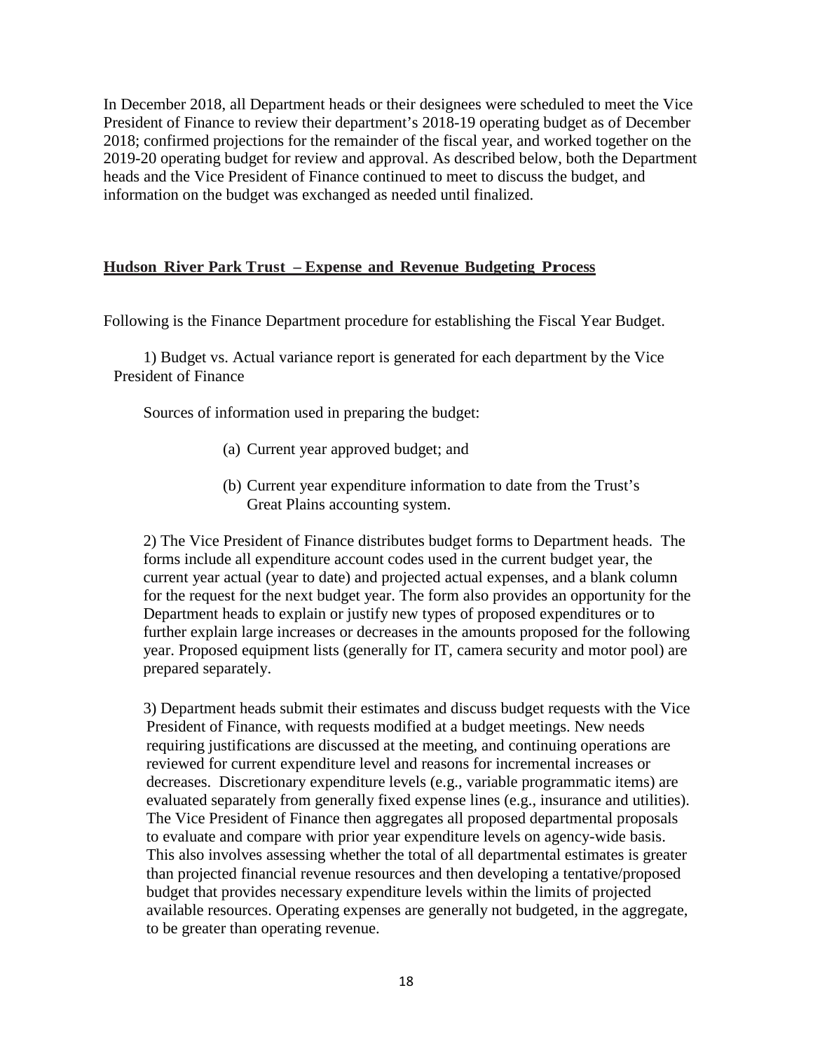In December 2018, all Department heads or their designees were scheduled to meet the Vice President of Finance to review their department's 2018-19 operating budget as of December 2018; confirmed projections for the remainder of the fiscal year, and worked together on the 2019-20 operating budget for review and approval. As described below, both the Department heads and the Vice President of Finance continued to meet to discuss the budget, and information on the budget was exchanged as needed until finalized.

**<u>Hudson River Park Trust – Expense and Revenue Budgeting Process</u>**

Following is the Finance Department procedure for establishing the Fiscal Year Budget.

1) Budget vs. Actual variance report is generated for each department by the Vice President of Finance

Sources of information used in preparing the budget:

(a) Current year approved budget; and

(b) Current year expenditure information to date from the Trust's Great Plains accounting system.

2) The Vice President of Finance distributes budget forms to Department heads. The forms include all expenditure account codes used in the current budget year, the current year actual (year to date) and projected actual expenses, and a blank column for the request for the next budget year. The form also provides an opportunity for the Department heads to explain or justify new types of proposed expenditures or to further explain large increases or decreases in the amounts proposed for the following year. Proposed equipment lists (generally for IT, camera security and motor pool) are prepared separately.

3) Department heads submit their estimates and discuss budget requests with the Vice President of Finance, with requests modified at a budget meetings. New needs requiring justifications are discussed at the meeting, and continuing operations are reviewed for current expenditure level and reasons for incremental increases or decreases. Discretionary expenditure levels (e.g., variable programmatic items) are evaluated separately from generally fixed expense lines (e.g., insurance and utilities). The Vice President of Finance then aggregates all proposed departmental proposals to evaluate and compare with prior year expenditure levels on agency-wide basis. This also involves assessing whether the total of all departmental estimates is greater than projected financial revenue resources and then developing a tentative/proposed budget that provides necessary expenditure levels within the limits of projected available resources. Operating expenses are generally not budgeted, in the aggregate, to be greater than operating revenue.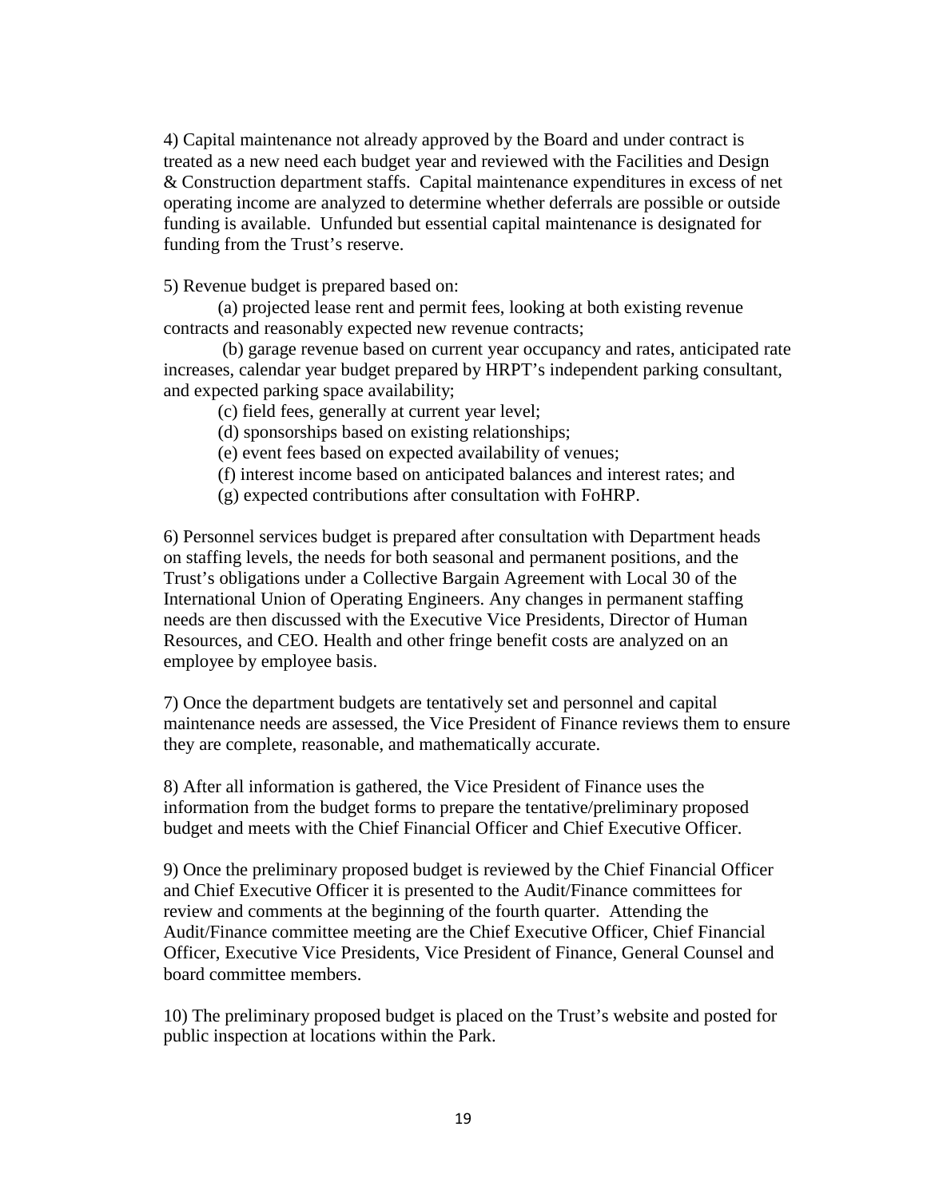4) Capital maintenance not already approved by the Board and under contract is treated as a new need each budget year and reviewed with the Facilities and Design & Construction department staffs. Capital maintenance expenditures in excess of net operating income are analyzed to determine whether deferrals are possible or outside funding is available. Unfunded but essential capital maintenance is designated for funding from the Trust's reserve.

5) Revenue budget is prepared based on:

(a) projected lease rent and permit fees, looking at both existing revenue contracts and reasonably expected new revenue contracts;

(b) garage revenue based on current year occupancy and rates, anticipated rate increases, calendar year budget prepared by HRPT's independent parking consultant, and expected parking space availability;

(c) field fees, generally at current year level;

(d) sponsorships based on existing relationships;

(e) event fees based on expected availability of venues;

(f) interest income based on anticipated balances and interest rates; and

(g) expected contributions after consultation with FoHRP.

6) Personnel services budget is prepared after consultation with Department heads on staffing levels, the needs for both seasonal and permanent positions, and the Trust's obligations under a Collective Bargain Agreement with Local 30 of the International Union of Operating Engineers. Any changes in permanent staffing needs are then discussed with the Executive Vice Presidents, Director of Human Resources, and CEO. Health and other fringe benefit costs are analyzed on an employee by employee basis.

7) Once the department budgets are tentatively set and personnel and capital maintenance needs are assessed, the Vice President of Finance reviews them to ensure they are complete, reasonable, and mathematically accurate.

8) After all information is gathered, the Vice President of Finance uses the information from the budget forms to prepare the tentative/preliminary proposed budget and meets with the Chief Financial Officer and Chief Executive Officer.

9) Once the preliminary proposed budget is reviewed by the Chief Financial Officer and Chief Executive Officer it is presented to the Audit/Finance committees for review and comments at the beginning of the fourth quarter. Attending the Audit/Finance committee meeting are the Chief Executive Officer, Chief Financial Officer, Executive Vice Presidents, Vice President of Finance, General Counsel and board committee members.

10) The preliminary proposed budget is placed on the Trust's website and posted for public inspection at locations within the Park.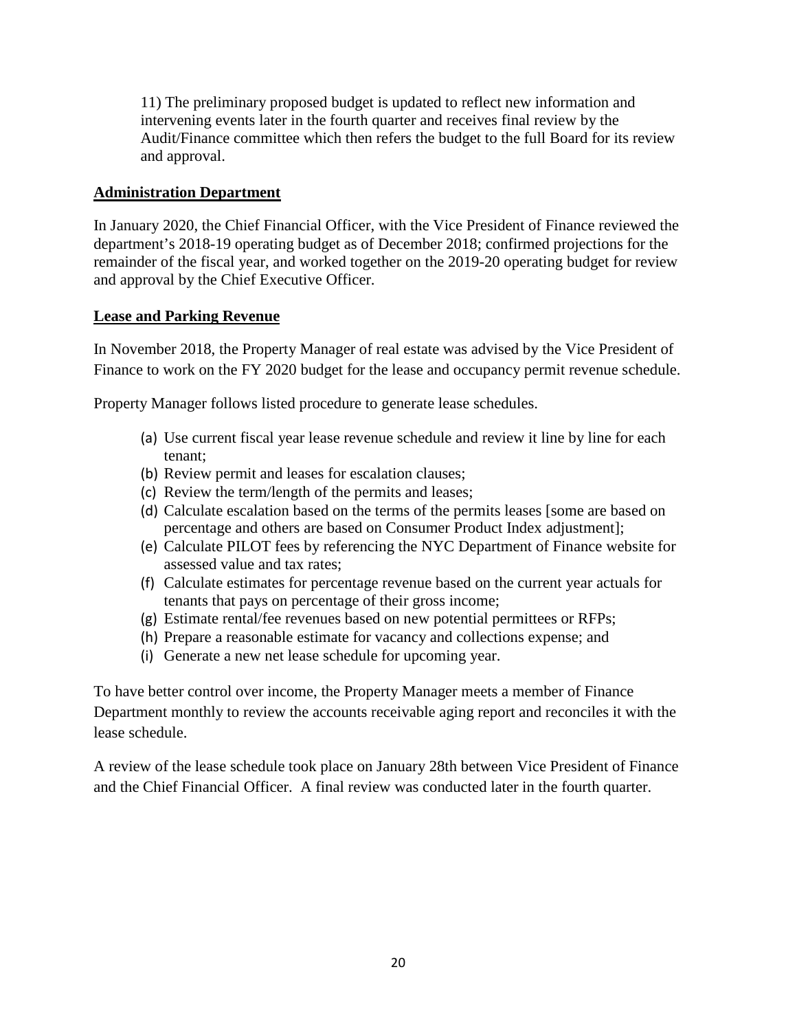11) The preliminary proposed budget is updated to reflect new information and intervening events later in the fourth quarter and receives final review by the Audit/Finance committee which then refers the budget to the full Board for its review and approval.

**Administration Department**

In January 2020, the Chief Financial Officer, with the Vice President of Finance reviewed the department's 2018-19 operating budget as of December 2018; confirmed projections for the remainder of the fiscal year, and worked together on the 2019-20 operating budget for review and approval by the Chief Executive Officer.

**Lease and Parking Revenue**

In November 2018, the Property Manager of real estate was advised by the Vice President of Finance to work on the FY 2020 budget for the lease and occupancy permit revenue schedule.

Property Manager follows listed procedure to generate lease schedules.

(a) Use current fiscal year lease revenue schedule and review it line by line for each tenant;
(b) Review permit and leases for escalation clauses;
(c) Review the term/length of the permits and leases;
(d) Calculate escalation based on the terms of the permits leases [some are based on percentage and others are based on Consumer Product Index adjustment];
(e) Calculate PILOT fees by referencing the NYC Department of Finance website for assessed value and tax rates;
(f) Calculate estimates for percentage revenue based on the current year actuals for tenants that pays on percentage of their gross income;
(g) Estimate rental/fee revenues based on new potential permittees or RFPs;
(h) Prepare a reasonable estimate for vacancy and collections expense; and
(i) Generate a new net lease schedule for upcoming year.

To have better control over income, the Property Manager meets a member of Finance Department monthly to review the accounts receivable aging report and reconciles it with the lease schedule.

A review of the lease schedule took place on January 28th between Vice President of Finance and the Chief Financial Officer. A final review was conducted later in the fourth quarter.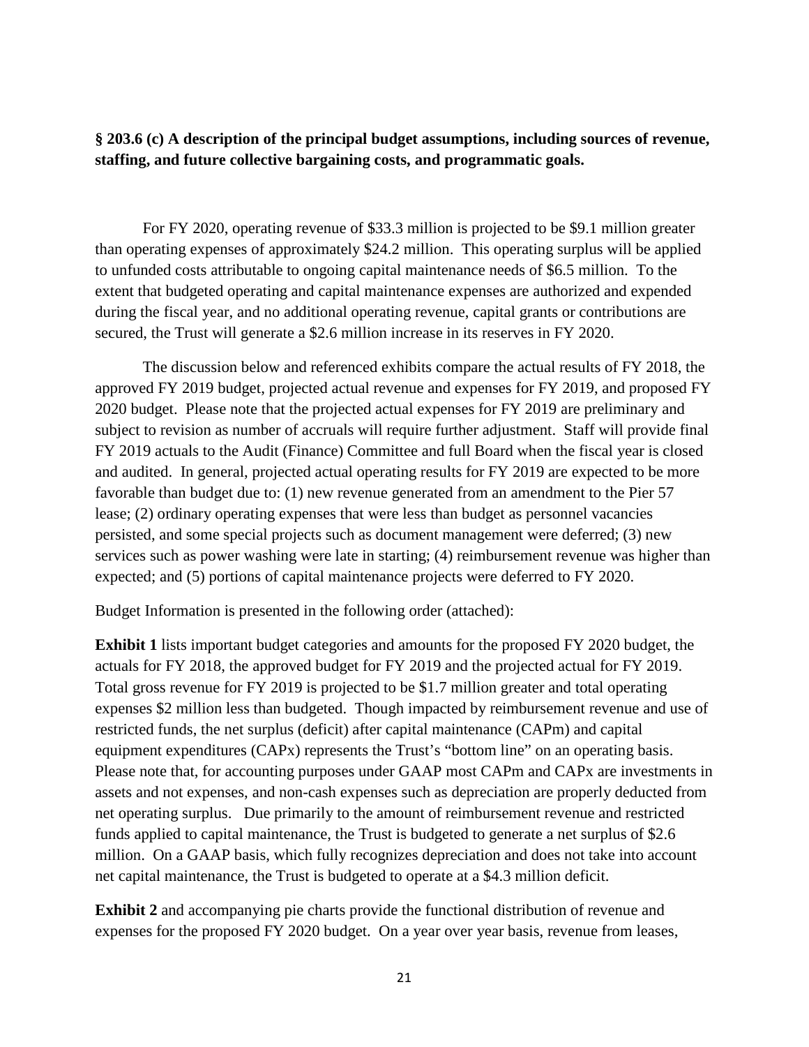**§ 203.6 (c) A description of the principal budget assumptions, including sources of revenue, staffing, and future collective bargaining costs, and programmatic goals.**

For FY 2020, operating revenue of $33.3 million is projected to be $9.1 million greater than operating expenses of approximately $24.2 million. This operating surplus will be applied to unfunded costs attributable to ongoing capital maintenance needs of $6.5 million. To the extent that budgeted operating and capital maintenance expenses are authorized and expended during the fiscal year, and no additional operating revenue, capital grants or contributions are secured, the Trust will generate a $2.6 million increase in its reserves in FY 2020.

The discussion below and referenced exhibits compare the actual results of FY 2018, the approved FY 2019 budget, projected actual revenue and expenses for FY 2019, and proposed FY 2020 budget. Please note that the projected actual expenses for FY 2019 are preliminary and subject to revision as number of accruals will require further adjustment. Staff will provide final FY 2019 actuals to the Audit (Finance) Committee and full Board when the fiscal year is closed and audited. In general, projected actual operating results for FY 2019 are expected to be more favorable than budget due to: (1) new revenue generated from an amendment to the Pier 57 lease; (2) ordinary operating expenses that were less than budget as personnel vacancies persisted, and some special projects such as document management were deferred; (3) new services such as power washing were late in starting; (4) reimbursement revenue was higher than expected; and (5) portions of capital maintenance projects were deferred to FY 2020.

Budget Information is presented in the following order (attached):

**Exhibit 1** lists important budget categories and amounts for the proposed FY 2020 budget, the actuals for FY 2018, the approved budget for FY 2019 and the projected actual for FY 2019. Total gross revenue for FY 2019 is projected to be $1.7 million greater and total operating expenses $2 million less than budgeted. Though impacted by reimbursement revenue and use of restricted funds, the net surplus (deficit) after capital maintenance (CAPm) and capital equipment expenditures (CAPx) represents the Trust's "bottom line" on an operating basis. Please note that, for accounting purposes under GAAP most CAPm and CAPx are investments in assets and not expenses, and non-cash expenses such as depreciation are properly deducted from net operating surplus. Due primarily to the amount of reimbursement revenue and restricted funds applied to capital maintenance, the Trust is budgeted to generate a net surplus of $2.6 million. On a GAAP basis, which fully recognizes depreciation and does not take into account net capital maintenance, the Trust is budgeted to operate at a $4.3 million deficit.

**Exhibit 2** and accompanying pie charts provide the functional distribution of revenue and expenses for the proposed FY 2020 budget. On a year over year basis, revenue from leases,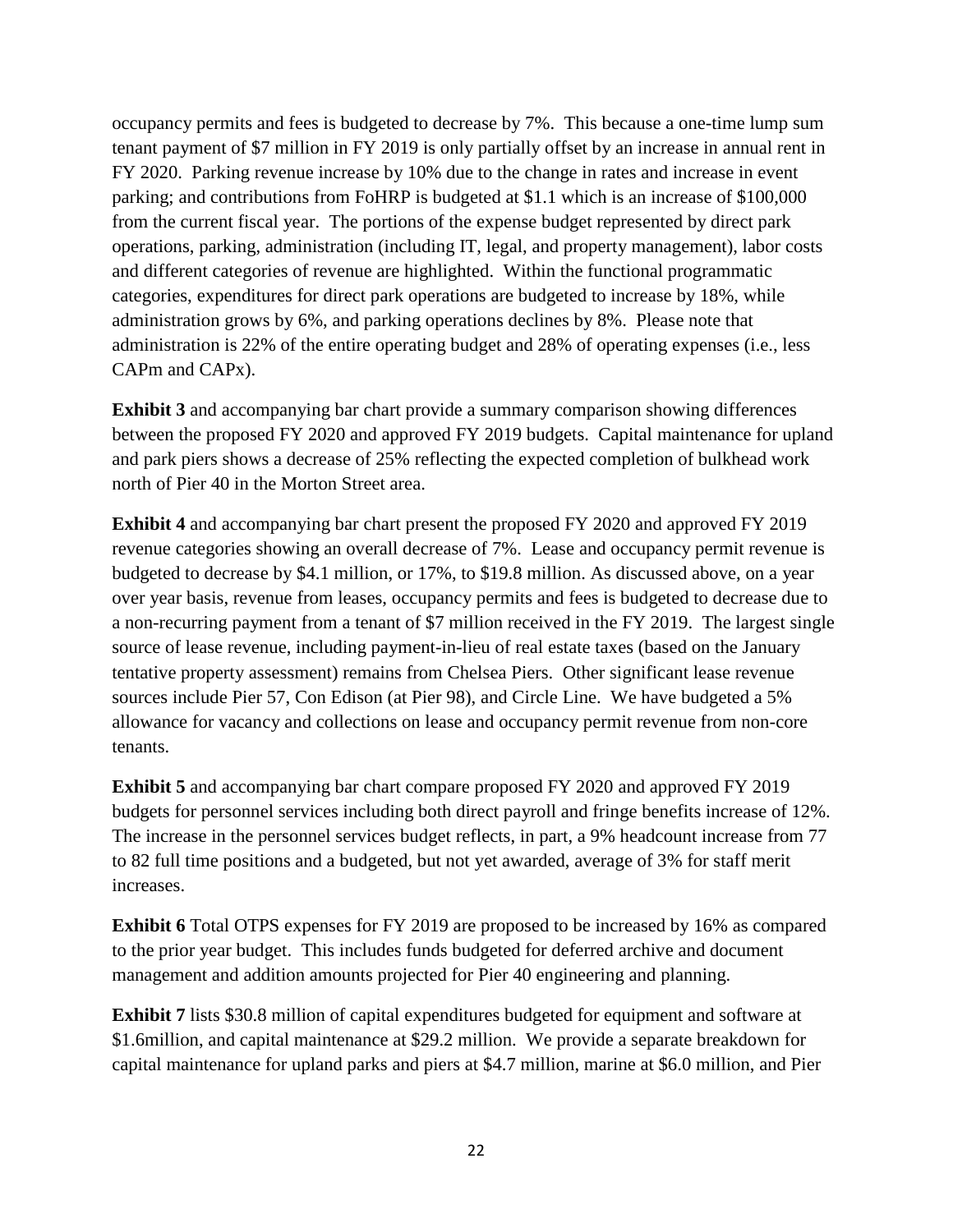occupancy permits and fees is budgeted to decrease by 7%. This because a one-time lump sum tenant payment of $7 million in FY 2019 is only partially offset by an increase in annual rent in FY 2020. Parking revenue increase by 10% due to the change in rates and increase in event parking; and contributions from FoHRP is budgeted at $1.1 which is an increase of $100,000 from the current fiscal year. The portions of the expense budget represented by direct park operations, parking, administration (including IT, legal, and property management), labor costs and different categories of revenue are highlighted. Within the functional programmatic categories, expenditures for direct park operations are budgeted to increase by 18%, while administration grows by 6%, and parking operations declines by 8%. Please note that administration is 22% of the entire operating budget and 28% of operating expenses (i.e., less CAPm and CAPx).

**Exhibit 3** and accompanying bar chart provide a summary comparison showing differences between the proposed FY 2020 and approved FY 2019 budgets. Capital maintenance for upland and park piers shows a decrease of 25% reflecting the expected completion of bulkhead work north of Pier 40 in the Morton Street area.

**Exhibit 4** and accompanying bar chart present the proposed FY 2020 and approved FY 2019 revenue categories showing an overall decrease of 7%. Lease and occupancy permit revenue is budgeted to decrease by $4.1 million, or 17%, to $19.8 million. As discussed above, on a year over year basis, revenue from leases, occupancy permits and fees is budgeted to decrease due to a non-recurring payment from a tenant of $7 million received in the FY 2019. The largest single source of lease revenue, including payment-in-lieu of real estate taxes (based on the January tentative property assessment) remains from Chelsea Piers. Other significant lease revenue sources include Pier 57, Con Edison (at Pier 98), and Circle Line. We have budgeted a 5% allowance for vacancy and collections on lease and occupancy permit revenue from non-core tenants.

**Exhibit 5** and accompanying bar chart compare proposed FY 2020 and approved FY 2019 budgets for personnel services including both direct payroll and fringe benefits increase of 12%. The increase in the personnel services budget reflects, in part, a 9% headcount increase from 77 to 82 full time positions and a budgeted, but not yet awarded, average of 3% for staff merit increases.

**Exhibit 6** Total OTPS expenses for FY 2019 are proposed to be increased by 16% as compared to the prior year budget. This includes funds budgeted for deferred archive and document management and addition amounts projected for Pier 40 engineering and planning.

**Exhibit 7** lists $30.8 million of capital expenditures budgeted for equipment and software at $1.6million, and capital maintenance at $29.2 million. We provide a separate breakdown for capital maintenance for upland parks and piers at $4.7 million, marine at $6.0 million, and Pier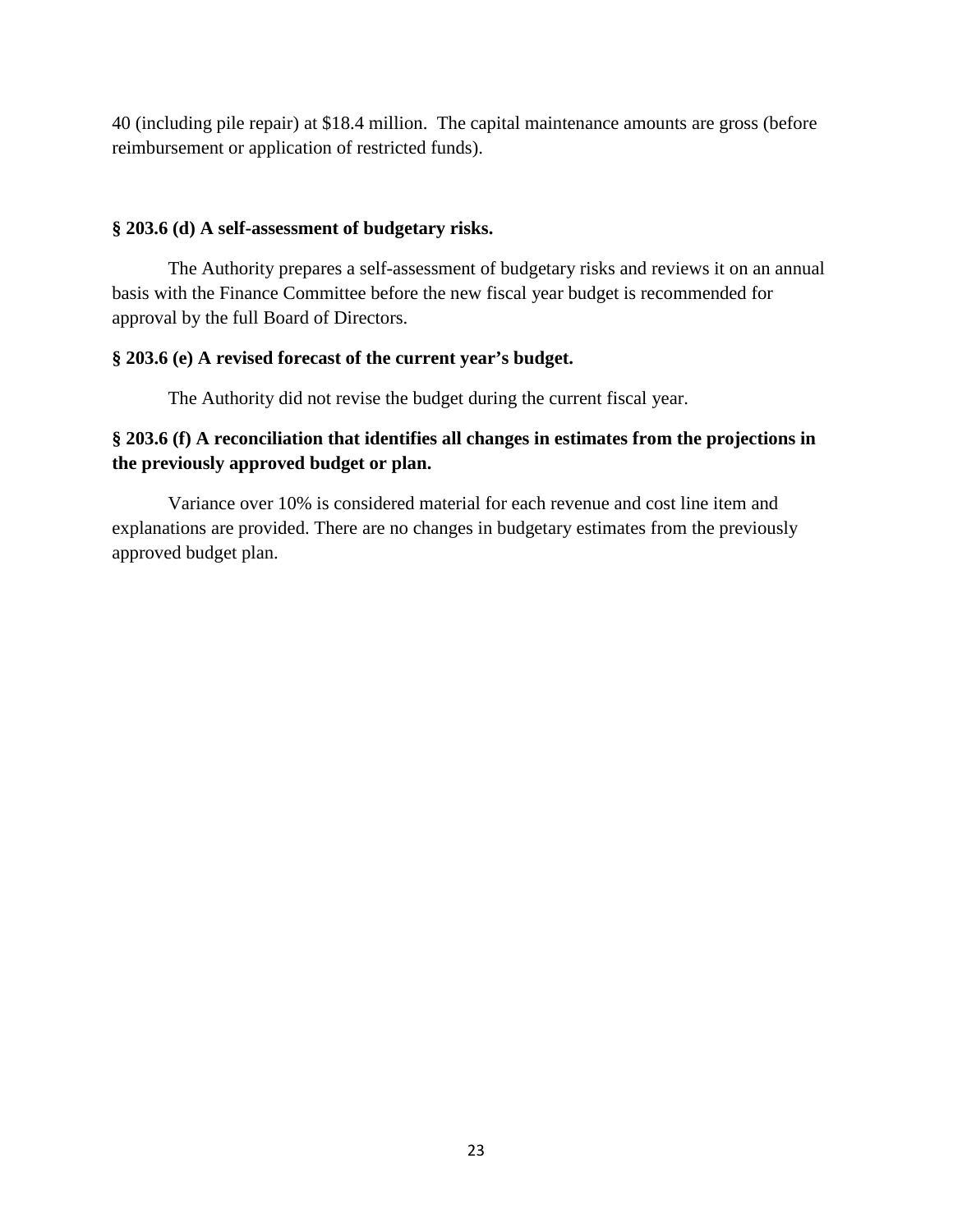40 (including pile repair) at $18.4 million. The capital maintenance amounts are gross (before reimbursement or application of restricted funds).

**§ 203.6 (d) A self-assessment of budgetary risks.**

The Authority prepares a self-assessment of budgetary risks and reviews it on an annual basis with the Finance Committee before the new fiscal year budget is recommended for approval by the full Board of Directors.

**§ 203.6 (e) A revised forecast of the current year's budget.**

The Authority did not revise the budget during the current fiscal year.

**§ 203.6 (f) A reconciliation that identifies all changes in estimates from the projections in the previously approved budget or plan.**

Variance over 10% is considered material for each revenue and cost line item and explanations are provided. There are no changes in budgetary estimates from the previously approved budget plan.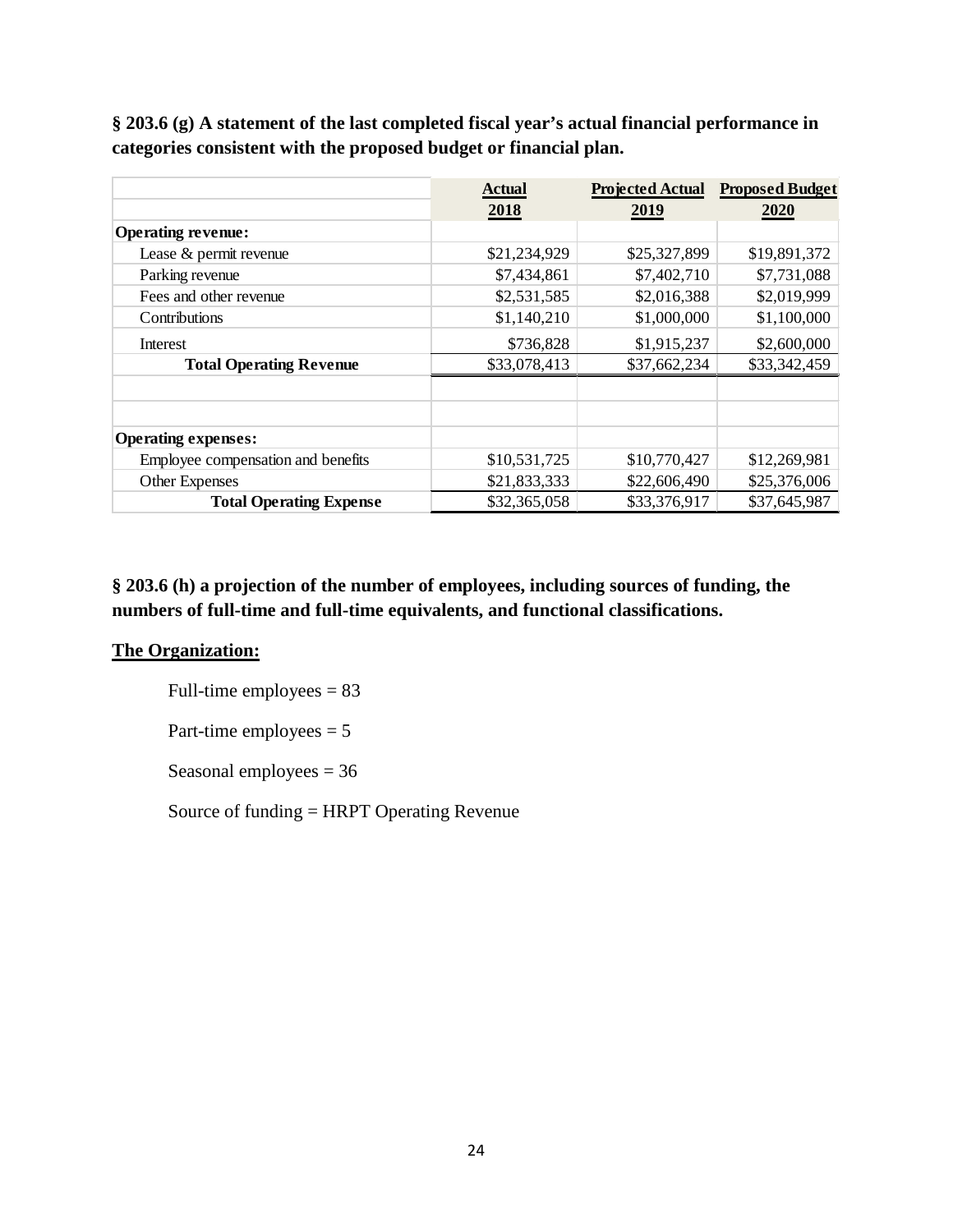**§ 203.6 (g) A statement of the last completed fiscal year's actual financial performance in categories consistent with the proposed budget or financial plan.**

| | Actual 2018 | Projected Actual 2019 | Proposed Budget 2020 |
|---|---|---|---|
| **Operating revenue:** | | | |
| Lease & permit revenue | $21,234,929 | $25,327,899 | $19,891,372 |
| Parking revenue | $7,434,861 | $7,402,710 | $7,731,088 |
| Fees and other revenue | $2,531,585 | $2,016,388 | $2,019,999 |
| Contributions | $1,140,210 | $1,000,000 | $1,100,000 |
| Interest | $736,828 | $1,915,237 | $2,600,000 |
| **Total Operating Revenue** | $33,078,413 | $37,662,234 | $33,342,459 |
| | | | |
| | | | |
| **Operating expenses:** | | | |
| Employee compensation and benefits | $10,531,725 | $10,770,427 | $12,269,981 |
| Other Expenses | $21,833,333 | $22,606,490 | $25,376,006 |
| **Total Operating Expense** | $32,365,058 | $33,376,917 | $37,645,987 |

**§ 203.6 (h) a projection of the number of employees, including sources of funding, the numbers of full-time and full-time equivalents, and functional classifications.**

**The Organization:**

Full-time employees = 83

Part-time employees = 5

Seasonal employees = 36

Source of funding = HRPT Operating Revenue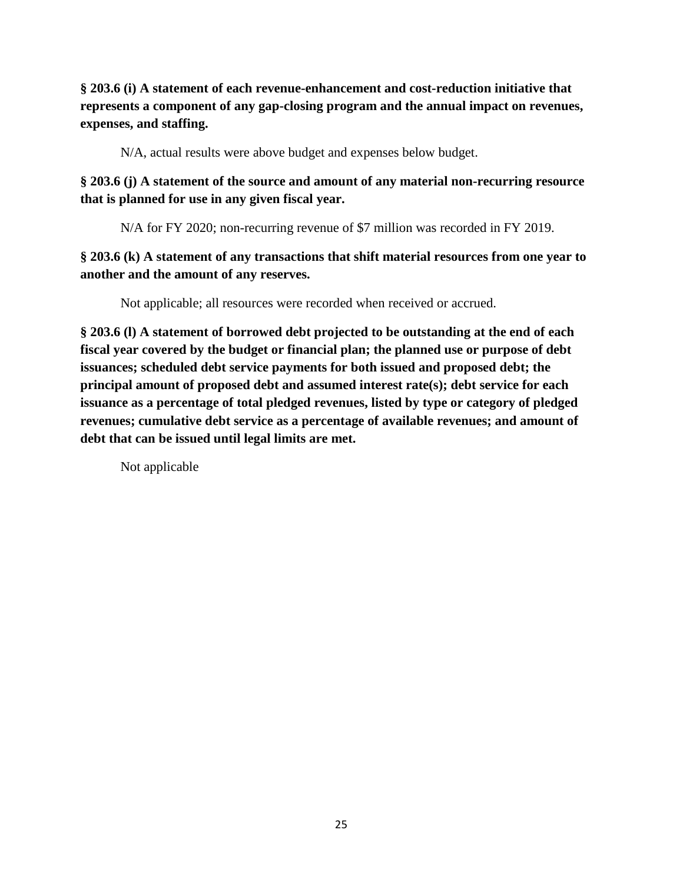**§ 203.6 (i) A statement of each revenue-enhancement and cost-reduction initiative that represents a component of any gap-closing program and the annual impact on revenues, expenses, and staffing.**

N/A, actual results were above budget and expenses below budget.

**§ 203.6 (j) A statement of the source and amount of any material non-recurring resource that is planned for use in any given fiscal year.**

N/A for FY 2020; non-recurring revenue of $7 million was recorded in FY 2019.

**§ 203.6 (k) A statement of any transactions that shift material resources from one year to another and the amount of any reserves.**

Not applicable; all resources were recorded when received or accrued.

**§ 203.6 (l) A statement of borrowed debt projected to be outstanding at the end of each fiscal year covered by the budget or financial plan; the planned use or purpose of debt issuances; scheduled debt service payments for both issued and proposed debt; the principal amount of proposed debt and assumed interest rate(s); debt service for each issuance as a percentage of total pledged revenues, listed by type or category of pledged revenues; cumulative debt service as a percentage of available revenues; and amount of debt that can be issued until legal limits are met.**

Not applicable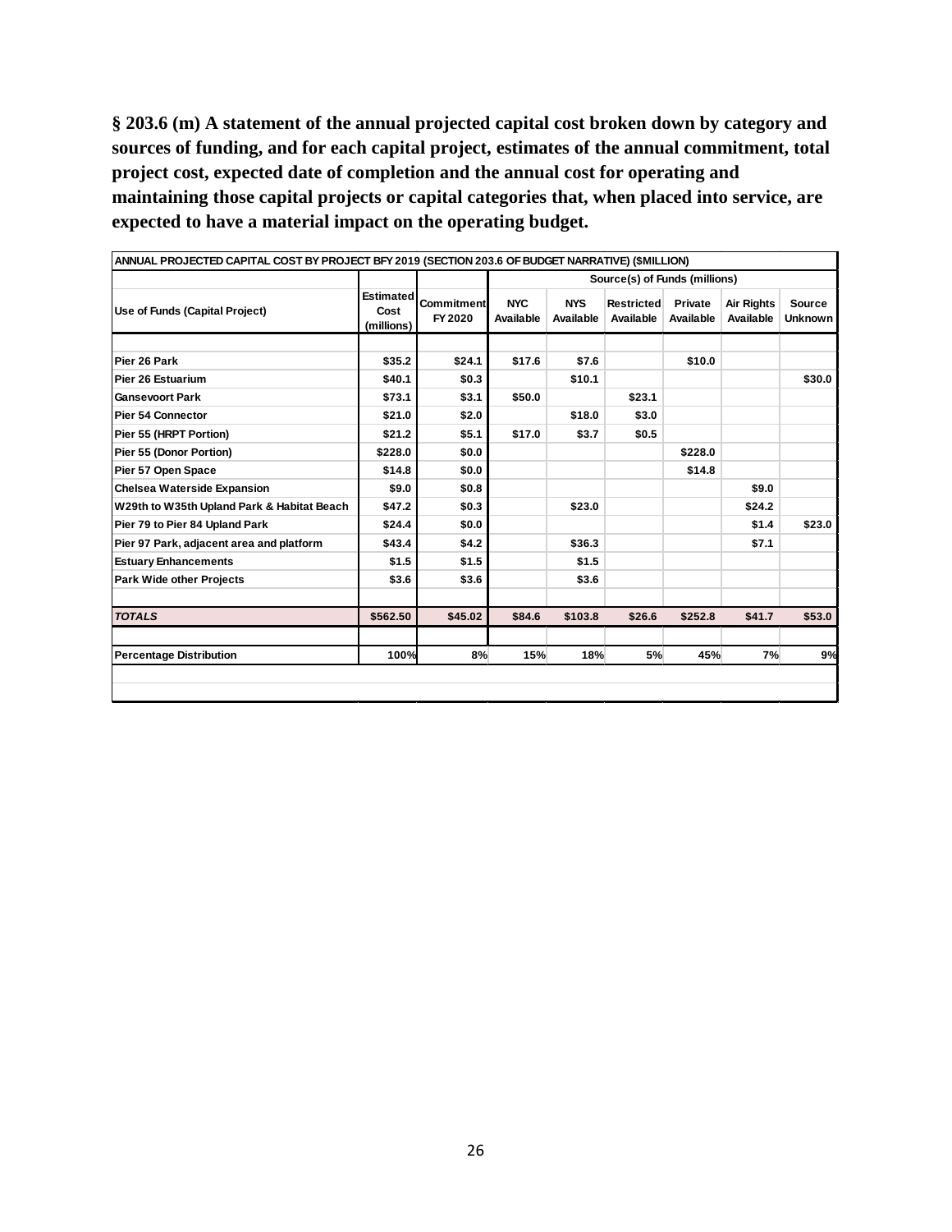**§ 203.6 (m) A statement of the annual projected capital cost broken down by category and sources of funding, and for each capital project, estimates of the annual commitment, total project cost, expected date of completion and the annual cost for operating and maintaining those capital projects or capital categories that, when placed into service, are expected to have a material impact on the operating budget.**

| ANNUAL PROJECTED CAPITAL COST BY PROJECT BFY 2019 (SECTION 203.6 OF BUDGET NARRATIVE) ($MILLION) | | | | | | | | | |
|---|---|---|---|---|---|---|---|---|---|
| | | | Source(s) of Funds (millions) | | | | | | |
| Use of Funds (Capital Project) | Estimated Cost (millions) | Commitment FY 2020 | NYC Available | NYS Available | Restricted Available | Private Available | Air Rights Available | Source Unknown |
| Pier 26 Park | $35.2 | $24.1 | $17.6 | $7.6 | | $10.0 | | |
| Pier 26 Estuarium | $40.1 | $0.3 | | $10.1 | | | | $30.0 |
| Gansevoort Park | $73.1 | $3.1 | $50.0 | | $23.1 | | | |
| Pier 54 Connector | $21.0 | $2.0 | | $18.0 | $3.0 | | | |
| Pier 55 (HRPT Portion) | $21.2 | $5.1 | $17.0 | $3.7 | $0.5 | | | |
| Pier 55 (Donor Portion) | $228.0 | $0.0 | | | | $228.0 | | |
| Pier 57 Open Space | $14.8 | $0.0 | | | | $14.8 | | |
| Chelsea Waterside Expansion | $9.0 | $0.8 | | | | | $9.0 | |
| W29th to W35th Upland Park & Habitat Beach | $47.2 | $0.3 | | $23.0 | | | $24.2 | |
| Pier 79 to Pier 84 Upland Park | $24.4 | $0.0 | | | | | $1.4 | $23.0 |
| Pier 97 Park, adjacent area and platform | $43.4 | $4.2 | | $36.3 | | | $7.1 | |
| Estuary Enhancements | $1.5 | $1.5 | | $1.5 | | | | |
| Park Wide other Projects | $3.6 | $3.6 | | $3.6 | | | | |
| *TOTALS* | $562.50 | $45.02 | $84.6 | $103.8 | $26.6 | $252.8 | $41.7 | $53.0 |
| Percentage Distribution | 100% | 8% | 15% | 18% | 5% | 45% | 7% | 9% |